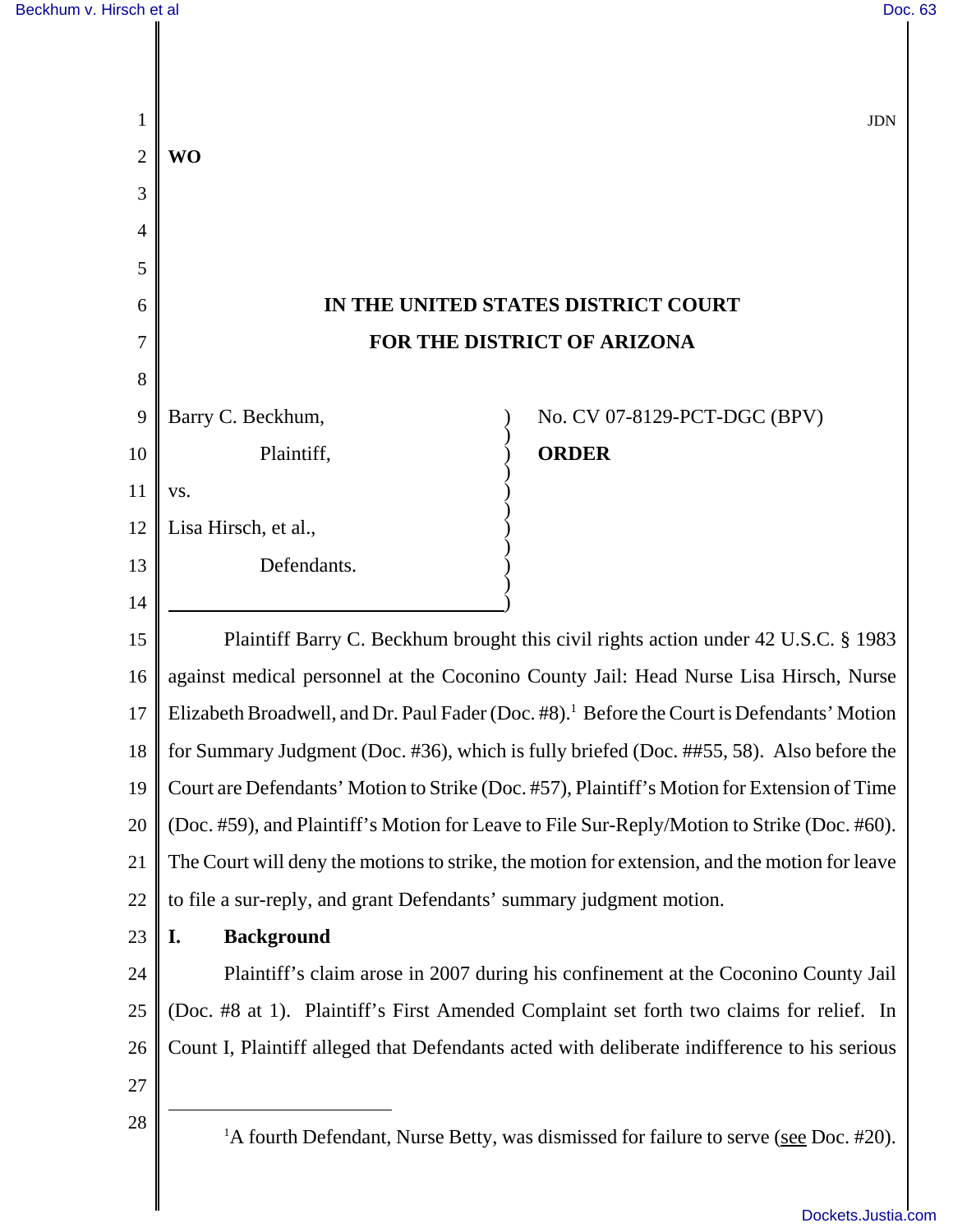JDN

**WO**

# IN THE UNITED STATES DISTRICT COURT
# FOR THE DISTRICT OF ARIZONA

Barry C. Beckhum,

Plaintiff,

vs.

Lisa Hirsch, et al.,

Defendants.

No. CV 07-8129-PCT-DGC (BPV)

**ORDER**

Plaintiff Barry C. Beckhum brought this civil rights action under 42 U.S.C. § 1983 against medical personnel at the Coconino County Jail: Head Nurse Lisa Hirsch, Nurse Elizabeth Broadwell, and Dr. Paul Fader (Doc. #8).[1] Before the Court is Defendants' Motion for Summary Judgment (Doc. #36), which is fully briefed (Doc. ##55, 58). Also before the Court are Defendants' Motion to Strike (Doc. #57), Plaintiff's Motion for Extension of Time (Doc. #59), and Plaintiff's Motion for Leave to File Sur-Reply/Motion to Strike (Doc. #60). The Court will deny the motions to strike, the motion for extension, and the motion for leave to file a sur-reply, and grant Defendants' summary judgment motion.

## I. Background

Plaintiff's claim arose in 2007 during his confinement at the Coconino County Jail (Doc. #8 at 1). Plaintiff's First Amended Complaint set forth two claims for relief. In Count I, Plaintiff alleged that Defendants acted with deliberate indifference to his serious

[1] A fourth Defendant, Nurse Betty, was dismissed for failure to serve (see Doc. #20).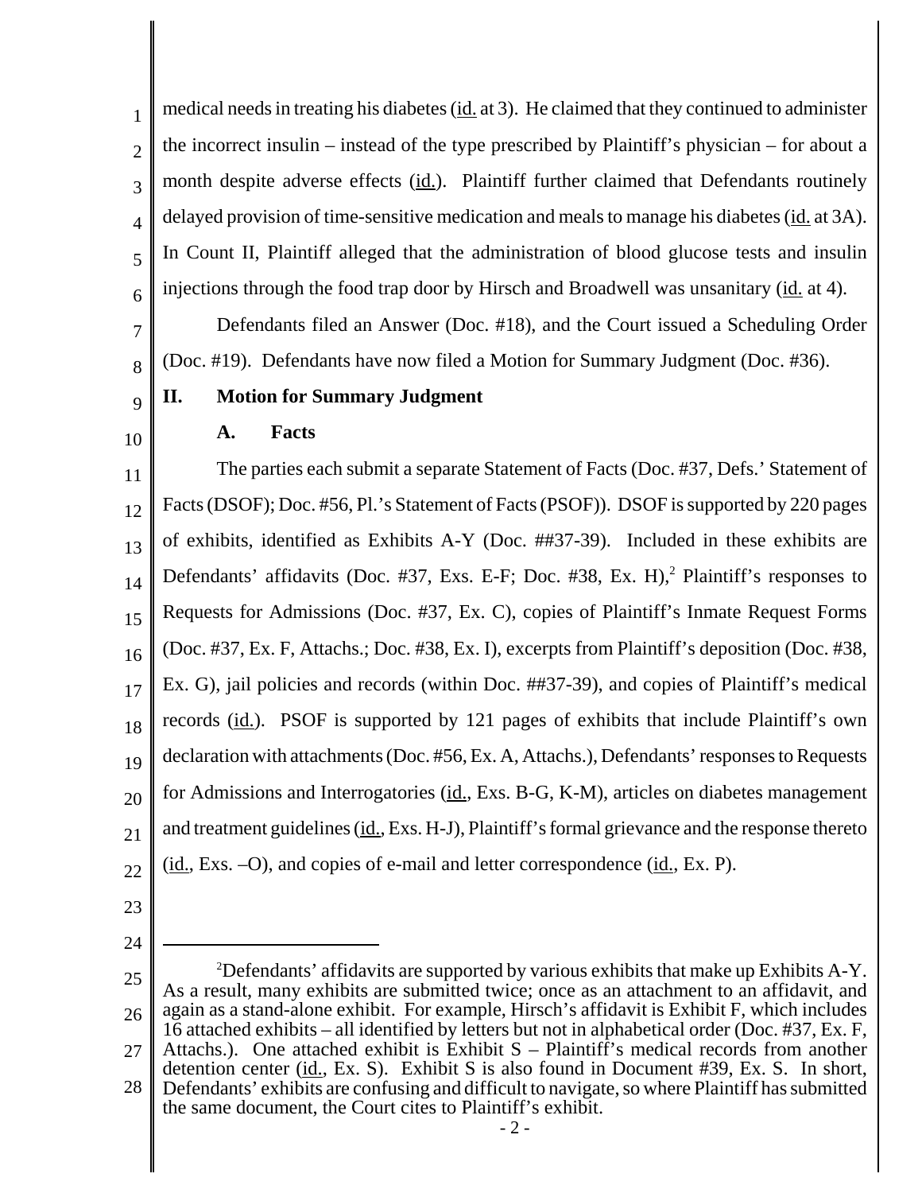medical needs in treating his diabetes (id. at 3). He claimed that they continued to administer the incorrect insulin – instead of the type prescribed by Plaintiff's physician – for about a month despite adverse effects (id.). Plaintiff further claimed that Defendants routinely delayed provision of time-sensitive medication and meals to manage his diabetes (id. at 3A). In Count II, Plaintiff alleged that the administration of blood glucose tests and insulin injections through the food trap door by Hirsch and Broadwell was unsanitary (id. at 4).

Defendants filed an Answer (Doc. #18), and the Court issued a Scheduling Order (Doc. #19). Defendants have now filed a Motion for Summary Judgment (Doc. #36).

## II. Motion for Summary Judgment

### A. Facts

The parties each submit a separate Statement of Facts (Doc. #37, Defs.' Statement of Facts (DSOF); Doc. #56, Pl.'s Statement of Facts (PSOF)). DSOF is supported by 220 pages of exhibits, identified as Exhibits A-Y (Doc. ##37-39). Included in these exhibits are Defendants' affidavits (Doc. #37, Exs. E-F; Doc. #38, Ex. H),[2] Plaintiff's responses to Requests for Admissions (Doc. #37, Ex. C), copies of Plaintiff's Inmate Request Forms (Doc. #37, Ex. F, Attachs.; Doc. #38, Ex. I), excerpts from Plaintiff's deposition (Doc. #38, Ex. G), jail policies and records (within Doc. ##37-39), and copies of Plaintiff's medical records (id.). PSOF is supported by 121 pages of exhibits that include Plaintiff's own declaration with attachments (Doc. #56, Ex. A, Attachs.), Defendants' responses to Requests for Admissions and Interrogatories (id., Exs. B-G, K-M), articles on diabetes management and treatment guidelines (id., Exs. H-J), Plaintiff's formal grievance and the response thereto (id., Exs. –O), and copies of e-mail and letter correspondence (id., Ex. P).

---

[2]Defendants' affidavits are supported by various exhibits that make up Exhibits A-Y. As a result, many exhibits are submitted twice; once as an attachment to an affidavit, and again as a stand-alone exhibit. For example, Hirsch's affidavit is Exhibit F, which includes 16 attached exhibits – all identified by letters but not in alphabetical order (Doc. #37, Ex. F, Attachs.). One attached exhibit is Exhibit S – Plaintiff's medical records from another detention center (id., Ex. S). Exhibit S is also found in Document #39, Ex. S. In short, Defendants' exhibits are confusing and difficult to navigate, so where Plaintiff has submitted the same document, the Court cites to Plaintiff's exhibit.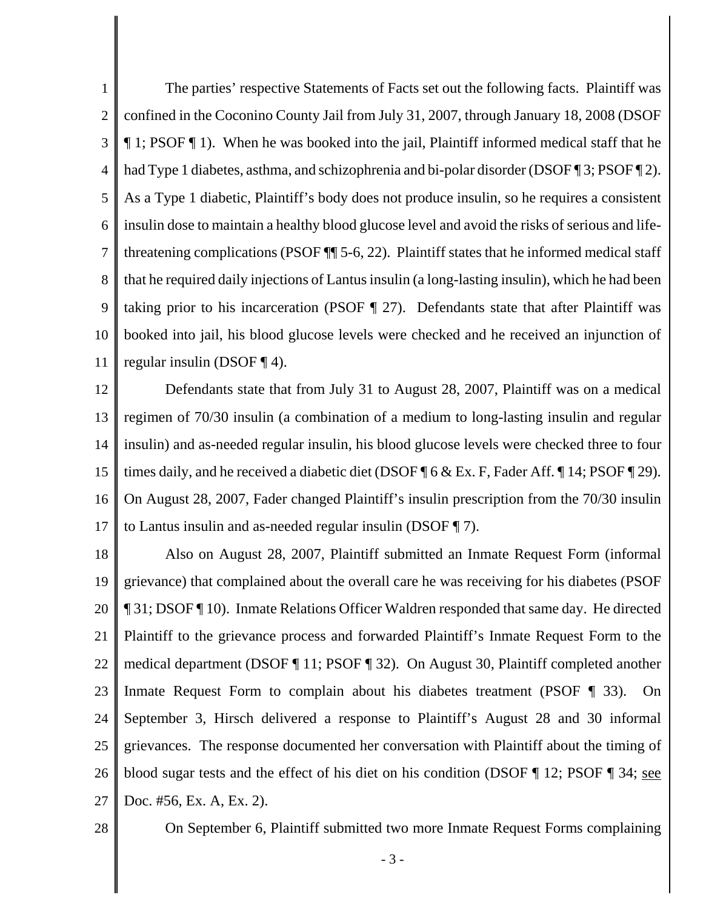The parties' respective Statements of Facts set out the following facts. Plaintiff was confined in the Coconino County Jail from July 31, 2007, through January 18, 2008 (DSOF ¶ 1; PSOF ¶ 1). When he was booked into the jail, Plaintiff informed medical staff that he had Type 1 diabetes, asthma, and schizophrenia and bi-polar disorder (DSOF ¶ 3; PSOF ¶ 2). As a Type 1 diabetic, Plaintiff's body does not produce insulin, so he requires a consistent insulin dose to maintain a healthy blood glucose level and avoid the risks of serious and life-threatening complications (PSOF ¶¶ 5-6, 22). Plaintiff states that he informed medical staff that he required daily injections of Lantus insulin (a long-lasting insulin), which he had been taking prior to his incarceration (PSOF ¶ 27). Defendants state that after Plaintiff was booked into jail, his blood glucose levels were checked and he received an injunction of regular insulin (DSOF ¶ 4).

Defendants state that from July 31 to August 28, 2007, Plaintiff was on a medical regimen of 70/30 insulin (a combination of a medium to long-lasting insulin and regular insulin) and as-needed regular insulin, his blood glucose levels were checked three to four times daily, and he received a diabetic diet (DSOF ¶ 6 & Ex. F, Fader Aff. ¶ 14; PSOF ¶ 29). On August 28, 2007, Fader changed Plaintiff's insulin prescription from the 70/30 insulin to Lantus insulin and as-needed regular insulin (DSOF ¶ 7).

Also on August 28, 2007, Plaintiff submitted an Inmate Request Form (informal grievance) that complained about the overall care he was receiving for his diabetes (PSOF ¶ 31; DSOF ¶ 10). Inmate Relations Officer Waldren responded that same day. He directed Plaintiff to the grievance process and forwarded Plaintiff's Inmate Request Form to the medical department (DSOF ¶ 11; PSOF ¶ 32). On August 30, Plaintiff completed another Inmate Request Form to complain about his diabetes treatment (PSOF ¶ 33). On September 3, Hirsch delivered a response to Plaintiff's August 28 and 30 informal grievances. The response documented her conversation with Plaintiff about the timing of blood sugar tests and the effect of his diet on his condition (DSOF ¶ 12; PSOF ¶ 34; see Doc. #56, Ex. A, Ex. 2).

On September 6, Plaintiff submitted two more Inmate Request Forms complaining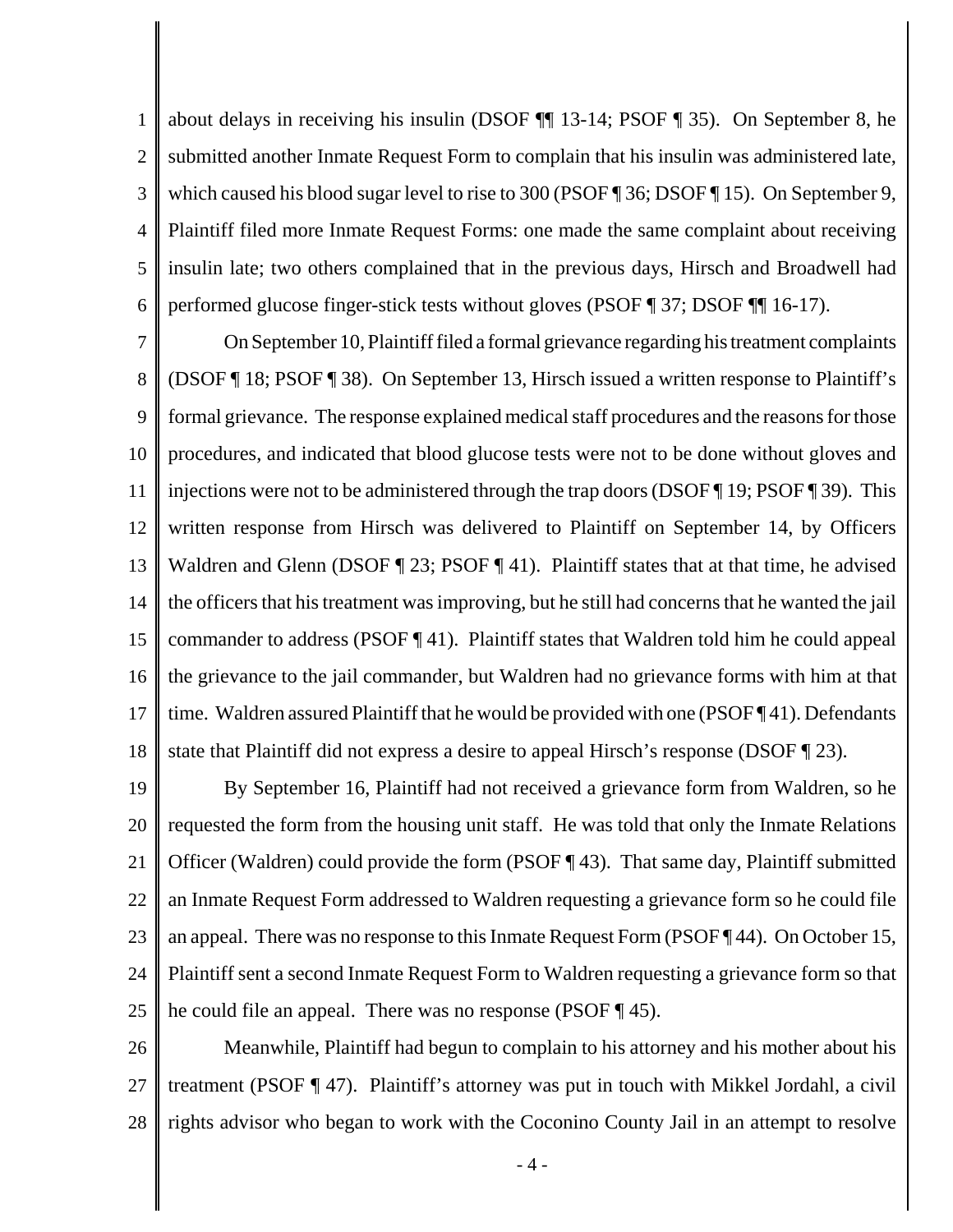about delays in receiving his insulin (DSOF ¶¶ 13-14; PSOF ¶ 35). On September 8, he submitted another Inmate Request Form to complain that his insulin was administered late, which caused his blood sugar level to rise to 300 (PSOF ¶ 36; DSOF ¶ 15). On September 9, Plaintiff filed more Inmate Request Forms: one made the same complaint about receiving insulin late; two others complained that in the previous days, Hirsch and Broadwell had performed glucose finger-stick tests without gloves (PSOF ¶ 37; DSOF ¶¶ 16-17).

On September 10, Plaintiff filed a formal grievance regarding his treatment complaints (DSOF ¶ 18; PSOF ¶ 38). On September 13, Hirsch issued a written response to Plaintiff's formal grievance. The response explained medical staff procedures and the reasons for those procedures, and indicated that blood glucose tests were not to be done without gloves and injections were not to be administered through the trap doors (DSOF ¶ 19; PSOF ¶ 39). This written response from Hirsch was delivered to Plaintiff on September 14, by Officers Waldren and Glenn (DSOF ¶ 23; PSOF ¶ 41). Plaintiff states that at that time, he advised the officers that his treatment was improving, but he still had concerns that he wanted the jail commander to address (PSOF ¶ 41). Plaintiff states that Waldren told him he could appeal the grievance to the jail commander, but Waldren had no grievance forms with him at that time. Waldren assured Plaintiff that he would be provided with one (PSOF ¶ 41). Defendants state that Plaintiff did not express a desire to appeal Hirsch's response (DSOF ¶ 23).

By September 16, Plaintiff had not received a grievance form from Waldren, so he requested the form from the housing unit staff. He was told that only the Inmate Relations Officer (Waldren) could provide the form (PSOF ¶ 43). That same day, Plaintiff submitted an Inmate Request Form addressed to Waldren requesting a grievance form so he could file an appeal. There was no response to this Inmate Request Form (PSOF ¶ 44). On October 15, Plaintiff sent a second Inmate Request Form to Waldren requesting a grievance form so that he could file an appeal. There was no response (PSOF ¶ 45).

Meanwhile, Plaintiff had begun to complain to his attorney and his mother about his treatment (PSOF ¶ 47). Plaintiff's attorney was put in touch with Mikkel Jordahl, a civil rights advisor who began to work with the Coconino County Jail in an attempt to resolve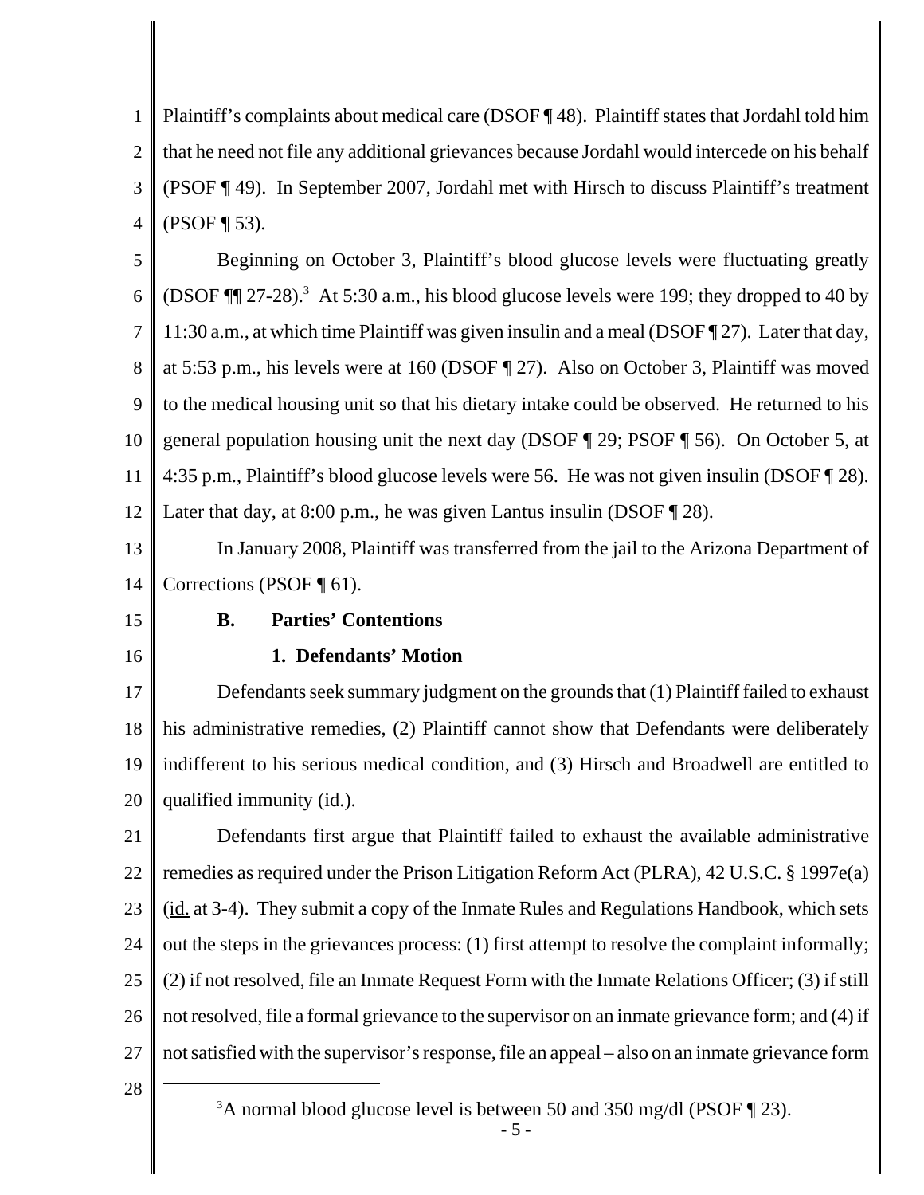Plaintiff's complaints about medical care (DSOF ¶ 48). Plaintiff states that Jordahl told him that he need not file any additional grievances because Jordahl would intercede on his behalf (PSOF ¶ 49). In September 2007, Jordahl met with Hirsch to discuss Plaintiff's treatment (PSOF ¶ 53).

Beginning on October 3, Plaintiff's blood glucose levels were fluctuating greatly (DSOF ¶¶ 27-28).[3] At 5:30 a.m., his blood glucose levels were 199; they dropped to 40 by 11:30 a.m., at which time Plaintiff was given insulin and a meal (DSOF ¶ 27). Later that day, at 5:53 p.m., his levels were at 160 (DSOF ¶ 27). Also on October 3, Plaintiff was moved to the medical housing unit so that his dietary intake could be observed. He returned to his general population housing unit the next day (DSOF ¶ 29; PSOF ¶ 56). On October 5, at 4:35 p.m., Plaintiff's blood glucose levels were 56. He was not given insulin (DSOF ¶ 28). Later that day, at 8:00 p.m., he was given Lantus insulin (DSOF ¶ 28).

In January 2008, Plaintiff was transferred from the jail to the Arizona Department of Corrections (PSOF ¶ 61).

### B. Parties' Contentions

#### 1. Defendants' Motion

Defendants seek summary judgment on the grounds that (1) Plaintiff failed to exhaust his administrative remedies, (2) Plaintiff cannot show that Defendants were deliberately indifferent to his serious medical condition, and (3) Hirsch and Broadwell are entitled to qualified immunity (id.).

Defendants first argue that Plaintiff failed to exhaust the available administrative remedies as required under the Prison Litigation Reform Act (PLRA), 42 U.S.C. § 1997e(a) (id. at 3-4). They submit a copy of the Inmate Rules and Regulations Handbook, which sets out the steps in the grievances process: (1) first attempt to resolve the complaint informally; (2) if not resolved, file an Inmate Request Form with the Inmate Relations Officer; (3) if still not resolved, file a formal grievance to the supervisor on an inmate grievance form; and (4) if not satisfied with the supervisor's response, file an appeal – also on an inmate grievance form

---

[3]A normal blood glucose level is between 50 and 350 mg/dl (PSOF ¶ 23).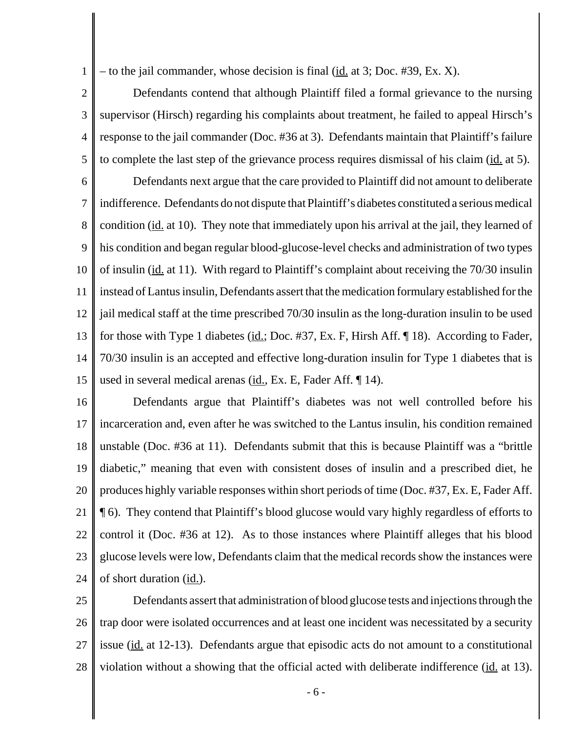– to the jail commander, whose decision is final (id. at 3; Doc. #39, Ex. X).

Defendants contend that although Plaintiff filed a formal grievance to the nursing supervisor (Hirsch) regarding his complaints about treatment, he failed to appeal Hirsch's response to the jail commander (Doc. #36 at 3). Defendants maintain that Plaintiff's failure to complete the last step of the grievance process requires dismissal of his claim (id. at 5).

Defendants next argue that the care provided to Plaintiff did not amount to deliberate indifference. Defendants do not dispute that Plaintiff's diabetes constituted a serious medical condition (id. at 10). They note that immediately upon his arrival at the jail, they learned of his condition and began regular blood-glucose-level checks and administration of two types of insulin (id. at 11). With regard to Plaintiff's complaint about receiving the 70/30 insulin instead of Lantus insulin, Defendants assert that the medication formulary established for the jail medical staff at the time prescribed 70/30 insulin as the long-duration insulin to be used for those with Type 1 diabetes (id.; Doc. #37, Ex. F, Hirsh Aff. ¶ 18). According to Fader, 70/30 insulin is an accepted and effective long-duration insulin for Type 1 diabetes that is used in several medical arenas (id., Ex. E, Fader Aff. ¶ 14).

Defendants argue that Plaintiff's diabetes was not well controlled before his incarceration and, even after he was switched to the Lantus insulin, his condition remained unstable (Doc. #36 at 11). Defendants submit that this is because Plaintiff was a "brittle diabetic," meaning that even with consistent doses of insulin and a prescribed diet, he produces highly variable responses within short periods of time (Doc. #37, Ex. E, Fader Aff. ¶ 6). They contend that Plaintiff's blood glucose would vary highly regardless of efforts to control it (Doc. #36 at 12). As to those instances where Plaintiff alleges that his blood glucose levels were low, Defendants claim that the medical records show the instances were of short duration (id.).

Defendants assert that administration of blood glucose tests and injections through the trap door were isolated occurrences and at least one incident was necessitated by a security issue (id. at 12-13). Defendants argue that episodic acts do not amount to a constitutional violation without a showing that the official acted with deliberate indifference (id. at 13).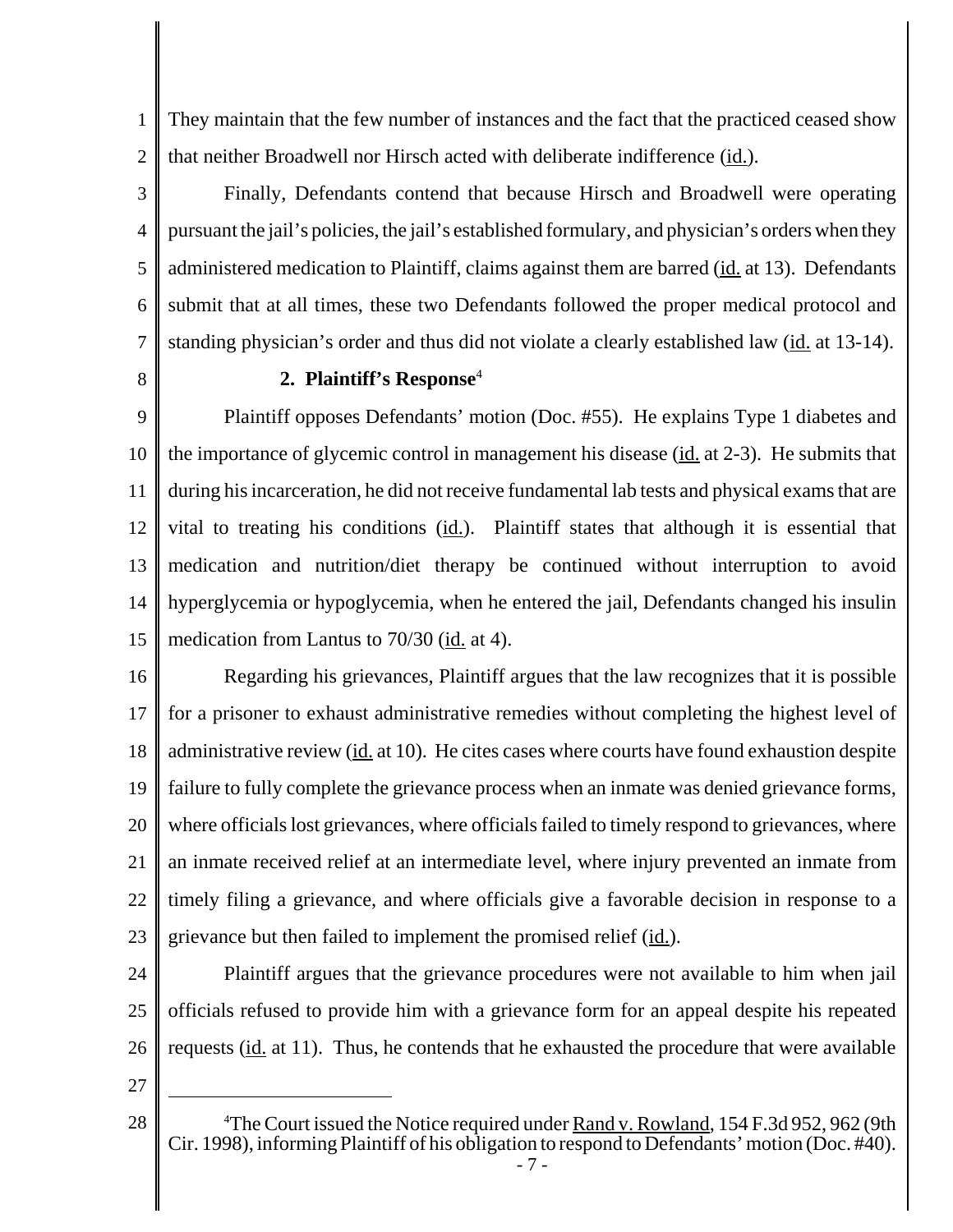They maintain that the few number of instances and the fact that the practiced ceased show that neither Broadwell nor Hirsch acted with deliberate indifference (id.).

Finally, Defendants contend that because Hirsch and Broadwell were operating pursuant the jail's policies, the jail's established formulary, and physician's orders when they administered medication to Plaintiff, claims against them are barred (id. at 13). Defendants submit that at all times, these two Defendants followed the proper medical protocol and standing physician's order and thus did not violate a clearly established law (id. at 13-14).

### 2. Plaintiff's Response[4]

Plaintiff opposes Defendants' motion (Doc. #55). He explains Type 1 diabetes and the importance of glycemic control in management his disease (id. at 2-3). He submits that during his incarceration, he did not receive fundamental lab tests and physical exams that are vital to treating his conditions (id.). Plaintiff states that although it is essential that medication and nutrition/diet therapy be continued without interruption to avoid hyperglycemia or hypoglycemia, when he entered the jail, Defendants changed his insulin medication from Lantus to 70/30 (id. at 4).

Regarding his grievances, Plaintiff argues that the law recognizes that it is possible for a prisoner to exhaust administrative remedies without completing the highest level of administrative review (id. at 10). He cites cases where courts have found exhaustion despite failure to fully complete the grievance process when an inmate was denied grievance forms, where officials lost grievances, where officials failed to timely respond to grievances, where an inmate received relief at an intermediate level, where injury prevented an inmate from timely filing a grievance, and where officials give a favorable decision in response to a grievance but then failed to implement the promised relief (id.).

Plaintiff argues that the grievance procedures were not available to him when jail officials refused to provide him with a grievance form for an appeal despite his repeated requests (id. at 11). Thus, he contends that he exhausted the procedure that were available

---

[4] The Court issued the Notice required under Rand v. Rowland, 154 F.3d 952, 962 (9th Cir. 1998), informing Plaintiff of his obligation to respond to Defendants' motion (Doc. #40).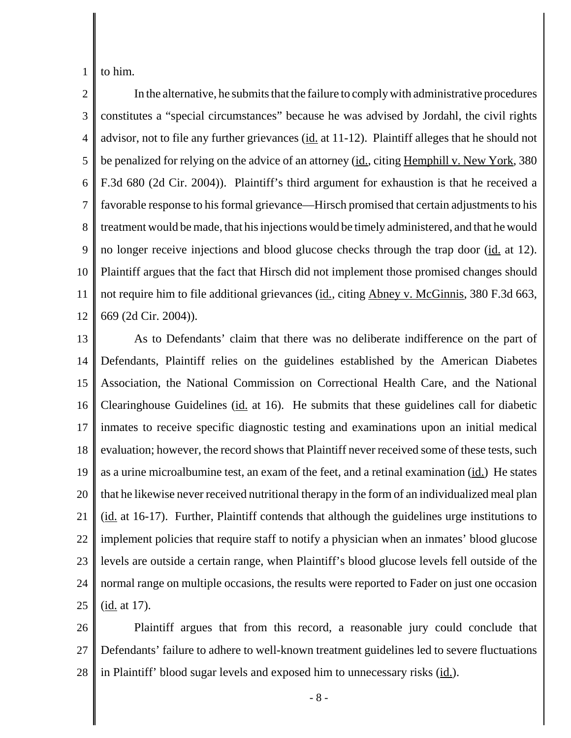to him.

In the alternative, he submits that the failure to comply with administrative procedures constitutes a "special circumstances" because he was advised by Jordahl, the civil rights advisor, not to file any further grievances (id. at 11-12). Plaintiff alleges that he should not be penalized for relying on the advice of an attorney (id., citing Hemphill v. New York, 380 F.3d 680 (2d Cir. 2004)). Plaintiff's third argument for exhaustion is that he received a favorable response to his formal grievance—Hirsch promised that certain adjustments to his treatment would be made, that his injections would be timely administered, and that he would no longer receive injections and blood glucose checks through the trap door (id. at 12). Plaintiff argues that the fact that Hirsch did not implement those promised changes should not require him to file additional grievances (id., citing Abney v. McGinnis, 380 F.3d 663, 669 (2d Cir. 2004)).

As to Defendants' claim that there was no deliberate indifference on the part of Defendants, Plaintiff relies on the guidelines established by the American Diabetes Association, the National Commission on Correctional Health Care, and the National Clearinghouse Guidelines (id. at 16). He submits that these guidelines call for diabetic inmates to receive specific diagnostic testing and examinations upon an initial medical evaluation; however, the record shows that Plaintiff never received some of these tests, such as a urine microalbumine test, an exam of the feet, and a retinal examination (id.) He states that he likewise never received nutritional therapy in the form of an individualized meal plan (id. at 16-17). Further, Plaintiff contends that although the guidelines urge institutions to implement policies that require staff to notify a physician when an inmates' blood glucose levels are outside a certain range, when Plaintiff's blood glucose levels fell outside of the normal range on multiple occasions, the results were reported to Fader on just one occasion (id. at 17).

Plaintiff argues that from this record, a reasonable jury could conclude that Defendants' failure to adhere to well-known treatment guidelines led to severe fluctuations in Plaintiff' blood sugar levels and exposed him to unnecessary risks (id.).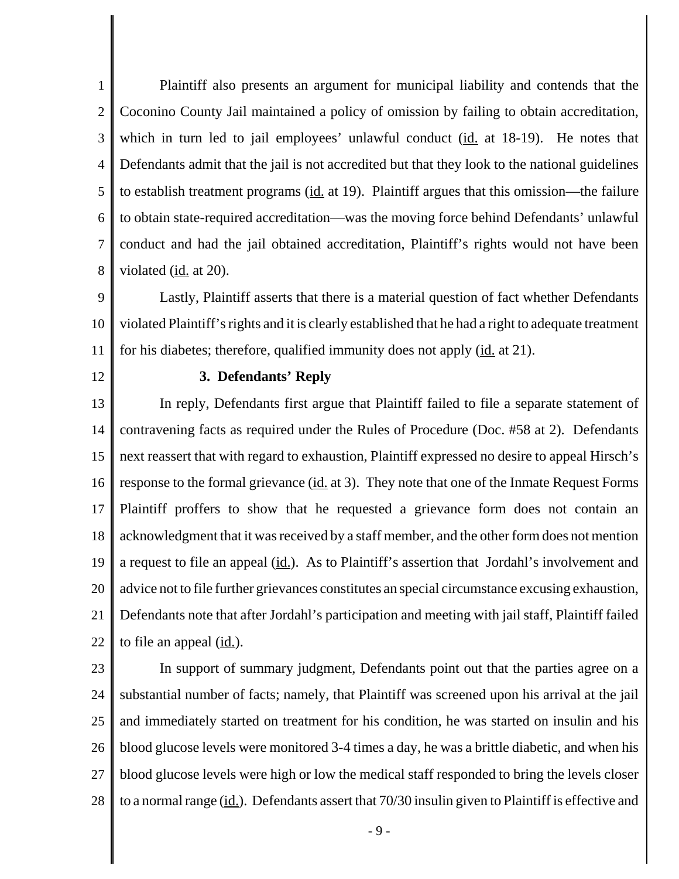Plaintiff also presents an argument for municipal liability and contends that the Coconino County Jail maintained a policy of omission by failing to obtain accreditation, which in turn led to jail employees' unlawful conduct (id. at 18-19). He notes that Defendants admit that the jail is not accredited but that they look to the national guidelines to establish treatment programs (id. at 19). Plaintiff argues that this omission—the failure to obtain state-required accreditation—was the moving force behind Defendants' unlawful conduct and had the jail obtained accreditation, Plaintiff's rights would not have been violated (id. at 20).

Lastly, Plaintiff asserts that there is a material question of fact whether Defendants violated Plaintiff's rights and it is clearly established that he had a right to adequate treatment for his diabetes; therefore, qualified immunity does not apply (id. at 21).

### 3. Defendants' Reply

In reply, Defendants first argue that Plaintiff failed to file a separate statement of contravening facts as required under the Rules of Procedure (Doc. #58 at 2). Defendants next reassert that with regard to exhaustion, Plaintiff expressed no desire to appeal Hirsch's response to the formal grievance (id. at 3). They note that one of the Inmate Request Forms Plaintiff proffers to show that he requested a grievance form does not contain an acknowledgment that it was received by a staff member, and the other form does not mention a request to file an appeal (id.). As to Plaintiff's assertion that Jordahl's involvement and advice not to file further grievances constitutes an special circumstance excusing exhaustion, Defendants note that after Jordahl's participation and meeting with jail staff, Plaintiff failed to file an appeal (id.).

In support of summary judgment, Defendants point out that the parties agree on a substantial number of facts; namely, that Plaintiff was screened upon his arrival at the jail and immediately started on treatment for his condition, he was started on insulin and his blood glucose levels were monitored 3-4 times a day, he was a brittle diabetic, and when his blood glucose levels were high or low the medical staff responded to bring the levels closer to a normal range (id.). Defendants assert that 70/30 insulin given to Plaintiff is effective and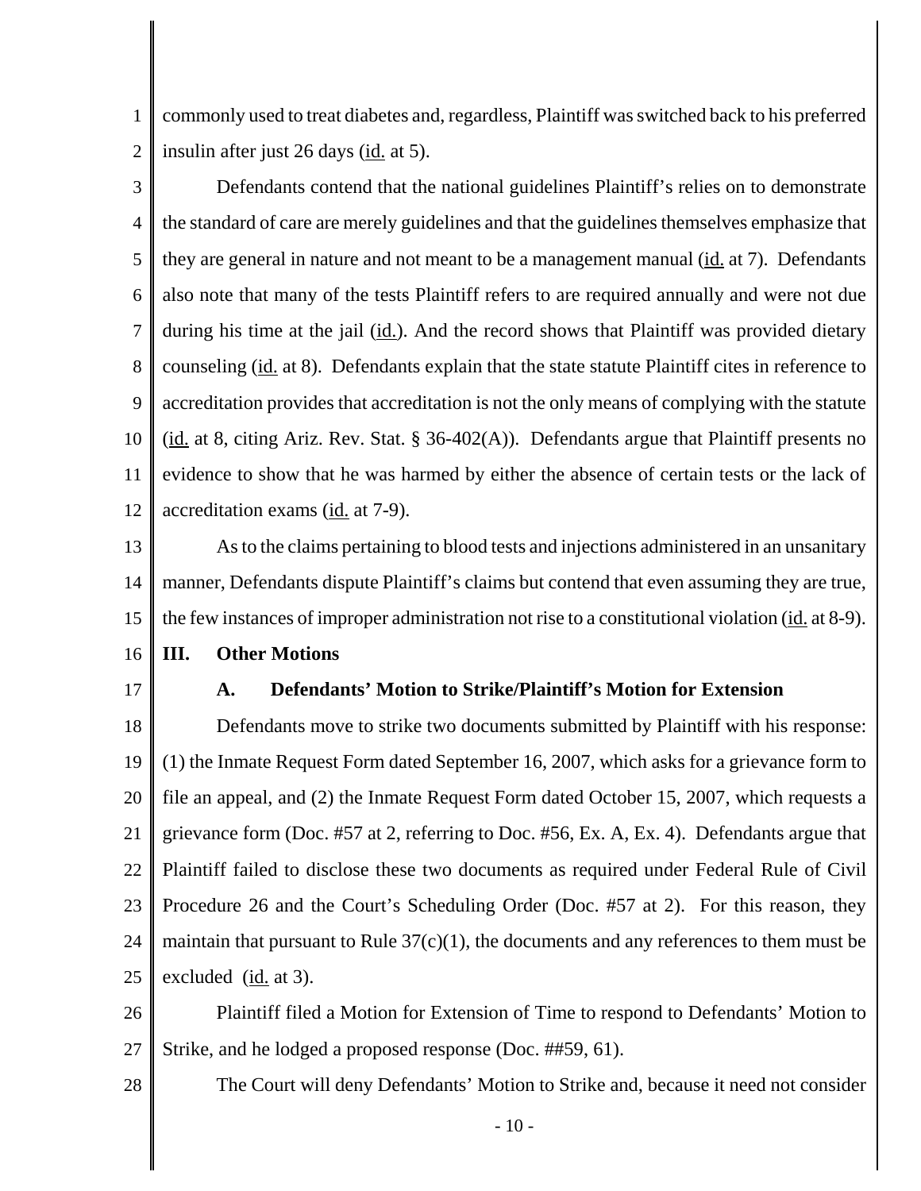commonly used to treat diabetes and, regardless, Plaintiff was switched back to his preferred insulin after just 26 days (id. at 5).

Defendants contend that the national guidelines Plaintiff's relies on to demonstrate the standard of care are merely guidelines and that the guidelines themselves emphasize that they are general in nature and not meant to be a management manual (id. at 7). Defendants also note that many of the tests Plaintiff refers to are required annually and were not due during his time at the jail (id.). And the record shows that Plaintiff was provided dietary counseling (id. at 8). Defendants explain that the state statute Plaintiff cites in reference to accreditation provides that accreditation is not the only means of complying with the statute (id. at 8, citing Ariz. Rev. Stat. § 36-402(A)). Defendants argue that Plaintiff presents no evidence to show that he was harmed by either the absence of certain tests or the lack of accreditation exams (id. at 7-9).

As to the claims pertaining to blood tests and injections administered in an unsanitary manner, Defendants dispute Plaintiff's claims but contend that even assuming they are true, the few instances of improper administration not rise to a constitutional violation (id. at 8-9).

## III. Other Motions

### A. Defendants' Motion to Strike/Plaintiff's Motion for Extension

Defendants move to strike two documents submitted by Plaintiff with his response: (1) the Inmate Request Form dated September 16, 2007, which asks for a grievance form to file an appeal, and (2) the Inmate Request Form dated October 15, 2007, which requests a grievance form (Doc. #57 at 2, referring to Doc. #56, Ex. A, Ex. 4). Defendants argue that Plaintiff failed to disclose these two documents as required under Federal Rule of Civil Procedure 26 and the Court's Scheduling Order (Doc. #57 at 2). For this reason, they maintain that pursuant to Rule 37(c)(1), the documents and any references to them must be excluded (id. at 3).

Plaintiff filed a Motion for Extension of Time to respond to Defendants' Motion to Strike, and he lodged a proposed response (Doc. ##59, 61).

The Court will deny Defendants' Motion to Strike and, because it need not consider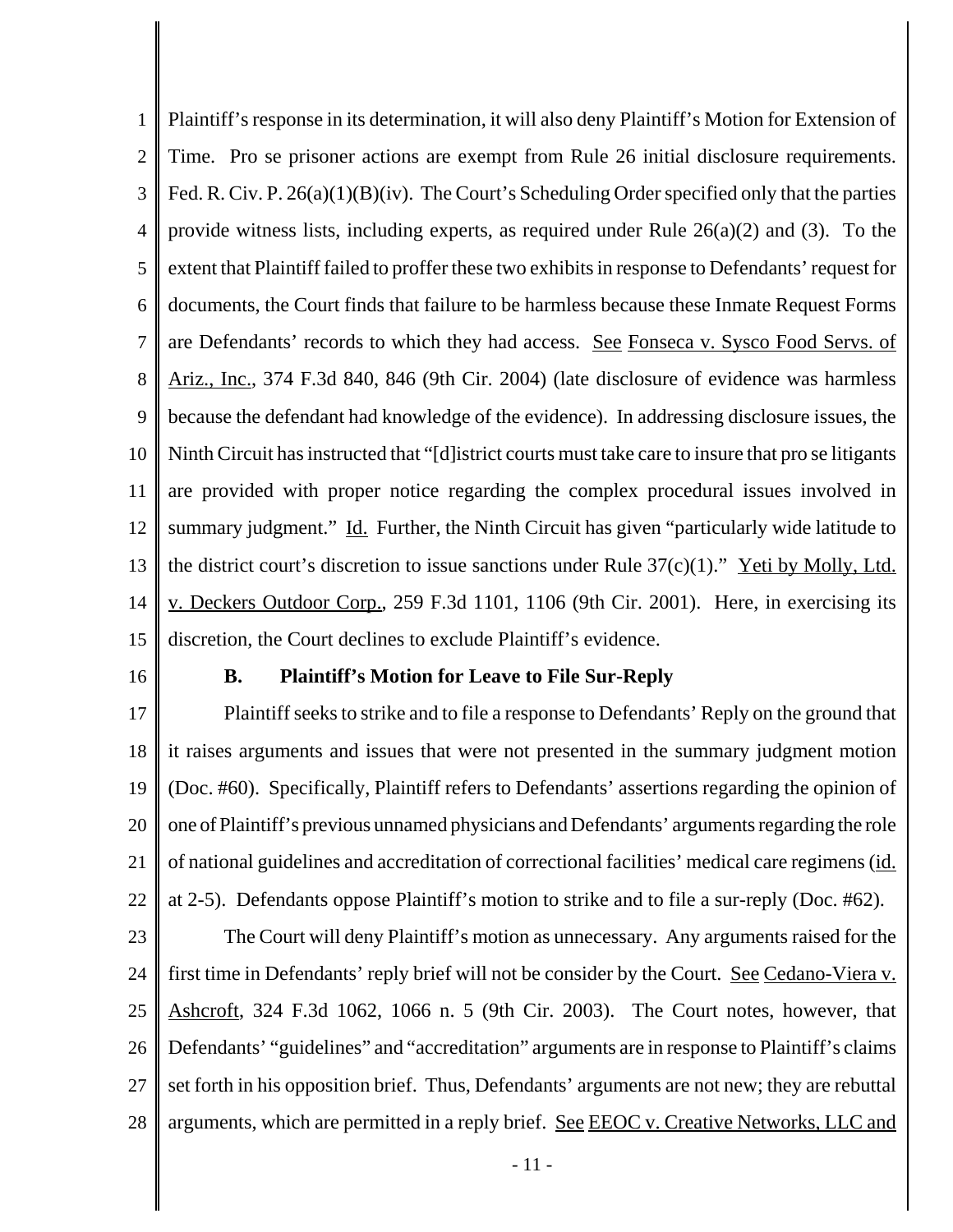Plaintiff's response in its determination, it will also deny Plaintiff's Motion for Extension of Time. Pro se prisoner actions are exempt from Rule 26 initial disclosure requirements. Fed. R. Civ. P. 26(a)(1)(B)(iv). The Court's Scheduling Order specified only that the parties provide witness lists, including experts, as required under Rule 26(a)(2) and (3). To the extent that Plaintiff failed to proffer these two exhibits in response to Defendants' request for documents, the Court finds that failure to be harmless because these Inmate Request Forms are Defendants' records to which they had access. See Fonseca v. Sysco Food Servs. of Ariz., Inc., 374 F.3d 840, 846 (9th Cir. 2004) (late disclosure of evidence was harmless because the defendant had knowledge of the evidence). In addressing disclosure issues, the Ninth Circuit has instructed that "[d]istrict courts must take care to insure that pro se litigants are provided with proper notice regarding the complex procedural issues involved in summary judgment." Id. Further, the Ninth Circuit has given "particularly wide latitude to the district court's discretion to issue sanctions under Rule 37(c)(1)." Yeti by Molly, Ltd. v. Deckers Outdoor Corp., 259 F.3d 1101, 1106 (9th Cir. 2001). Here, in exercising its discretion, the Court declines to exclude Plaintiff's evidence.

**B. Plaintiff's Motion for Leave to File Sur-Reply**

Plaintiff seeks to strike and to file a response to Defendants' Reply on the ground that it raises arguments and issues that were not presented in the summary judgment motion (Doc. #60). Specifically, Plaintiff refers to Defendants' assertions regarding the opinion of one of Plaintiff's previous unnamed physicians and Defendants' arguments regarding the role of national guidelines and accreditation of correctional facilities' medical care regimens (id. at 2-5). Defendants oppose Plaintiff's motion to strike and to file a sur-reply (Doc. #62).

The Court will deny Plaintiff's motion as unnecessary. Any arguments raised for the first time in Defendants' reply brief will not be consider by the Court. See Cedano-Viera v. Ashcroft, 324 F.3d 1062, 1066 n. 5 (9th Cir. 2003). The Court notes, however, that Defendants' "guidelines" and "accreditation" arguments are in response to Plaintiff's claims set forth in his opposition brief. Thus, Defendants' arguments are not new; they are rebuttal arguments, which are permitted in a reply brief. See EEOC v. Creative Networks, LLC and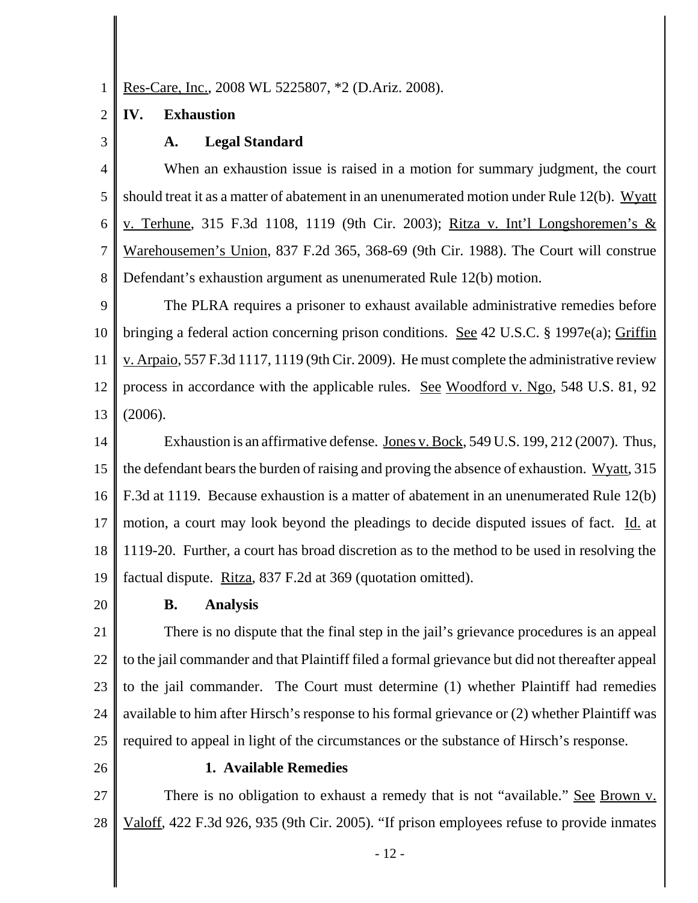Res-Care, Inc., 2008 WL 5225807, *2 (D.Ariz. 2008).

## IV. Exhaustion

### A. Legal Standard

When an exhaustion issue is raised in a motion for summary judgment, the court should treat it as a matter of abatement in an unenumerated motion under Rule 12(b). Wyatt v. Terhune, 315 F.3d 1108, 1119 (9th Cir. 2003); Ritza v. Int'l Longshoremen's & Warehousemen's Union, 837 F.2d 365, 368-69 (9th Cir. 1988). The Court will construe Defendant's exhaustion argument as unenumerated Rule 12(b) motion.

The PLRA requires a prisoner to exhaust available administrative remedies before bringing a federal action concerning prison conditions. See 42 U.S.C. § 1997e(a); Griffin v. Arpaio, 557 F.3d 1117, 1119 (9th Cir. 2009). He must complete the administrative review process in accordance with the applicable rules. See Woodford v. Ngo, 548 U.S. 81, 92 (2006).

Exhaustion is an affirmative defense. Jones v. Bock, 549 U.S. 199, 212 (2007). Thus, the defendant bears the burden of raising and proving the absence of exhaustion. Wyatt, 315 F.3d at 1119. Because exhaustion is a matter of abatement in an unenumerated Rule 12(b) motion, a court may look beyond the pleadings to decide disputed issues of fact. Id. at 1119-20. Further, a court has broad discretion as to the method to be used in resolving the factual dispute. Ritza, 837 F.2d at 369 (quotation omitted).

### B. Analysis

There is no dispute that the final step in the jail's grievance procedures is an appeal to the jail commander and that Plaintiff filed a formal grievance but did not thereafter appeal to the jail commander. The Court must determine (1) whether Plaintiff had remedies available to him after Hirsch's response to his formal grievance or (2) whether Plaintiff was required to appeal in light of the circumstances or the substance of Hirsch's response.

#### 1. Available Remedies

There is no obligation to exhaust a remedy that is not "available." See Brown v. Valoff, 422 F.3d 926, 935 (9th Cir. 2005). "If prison employees refuse to provide inmates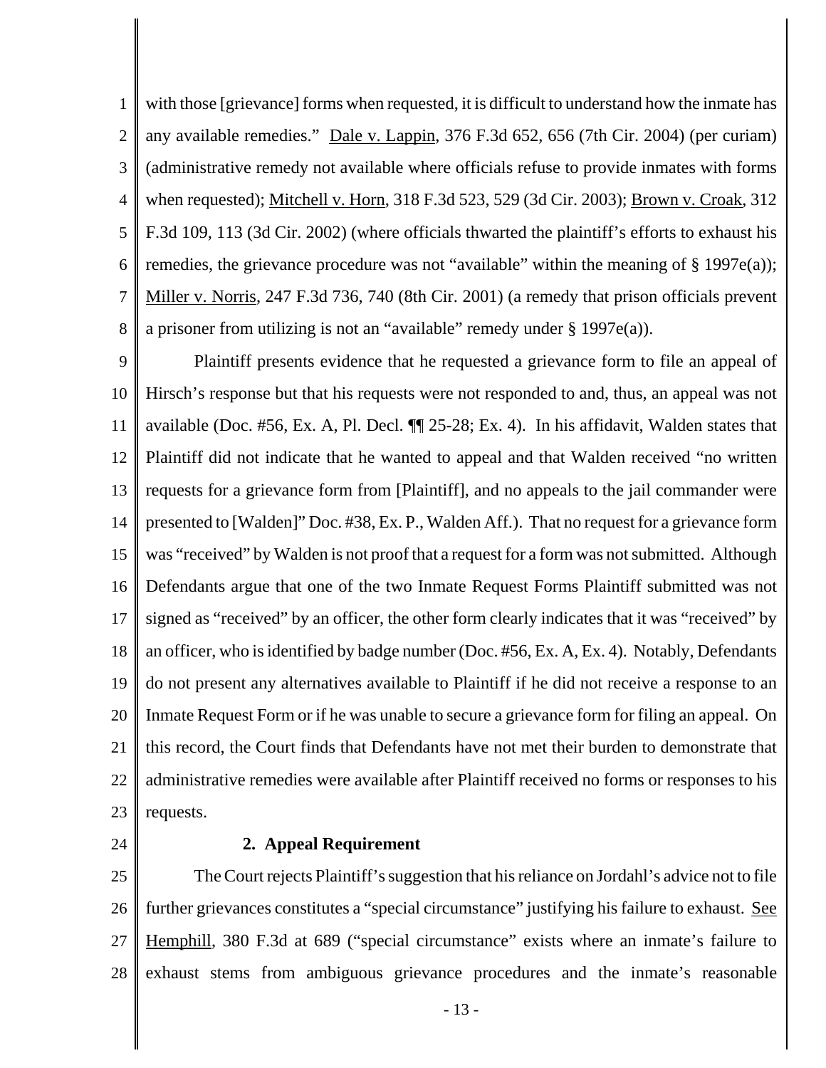with those [grievance] forms when requested, it is difficult to understand how the inmate has any available remedies." Dale v. Lappin, 376 F.3d 652, 656 (7th Cir. 2004) (per curiam) (administrative remedy not available where officials refuse to provide inmates with forms when requested); Mitchell v. Horn, 318 F.3d 523, 529 (3d Cir. 2003); Brown v. Croak, 312 F.3d 109, 113 (3d Cir. 2002) (where officials thwarted the plaintiff's efforts to exhaust his remedies, the grievance procedure was not "available" within the meaning of § 1997e(a)); Miller v. Norris, 247 F.3d 736, 740 (8th Cir. 2001) (a remedy that prison officials prevent a prisoner from utilizing is not an "available" remedy under § 1997e(a)).

Plaintiff presents evidence that he requested a grievance form to file an appeal of Hirsch's response but that his requests were not responded to and, thus, an appeal was not available (Doc. #56, Ex. A, Pl. Decl. ¶¶ 25-28; Ex. 4). In his affidavit, Walden states that Plaintiff did not indicate that he wanted to appeal and that Walden received "no written requests for a grievance form from [Plaintiff], and no appeals to the jail commander were presented to [Walden]" Doc. #38, Ex. P., Walden Aff.). That no request for a grievance form was "received" by Walden is not proof that a request for a form was not submitted. Although Defendants argue that one of the two Inmate Request Forms Plaintiff submitted was not signed as "received" by an officer, the other form clearly indicates that it was "received" by an officer, who is identified by badge number (Doc. #56, Ex. A, Ex. 4). Notably, Defendants do not present any alternatives available to Plaintiff if he did not receive a response to an Inmate Request Form or if he was unable to secure a grievance form for filing an appeal. On this record, the Court finds that Defendants have not met their burden to demonstrate that administrative remedies were available after Plaintiff received no forms or responses to his requests.

**2. Appeal Requirement**

The Court rejects Plaintiff's suggestion that his reliance on Jordahl's advice not to file further grievances constitutes a "special circumstance" justifying his failure to exhaust. See Hemphill, 380 F.3d at 689 ("special circumstance" exists where an inmate's failure to exhaust stems from ambiguous grievance procedures and the inmate's reasonable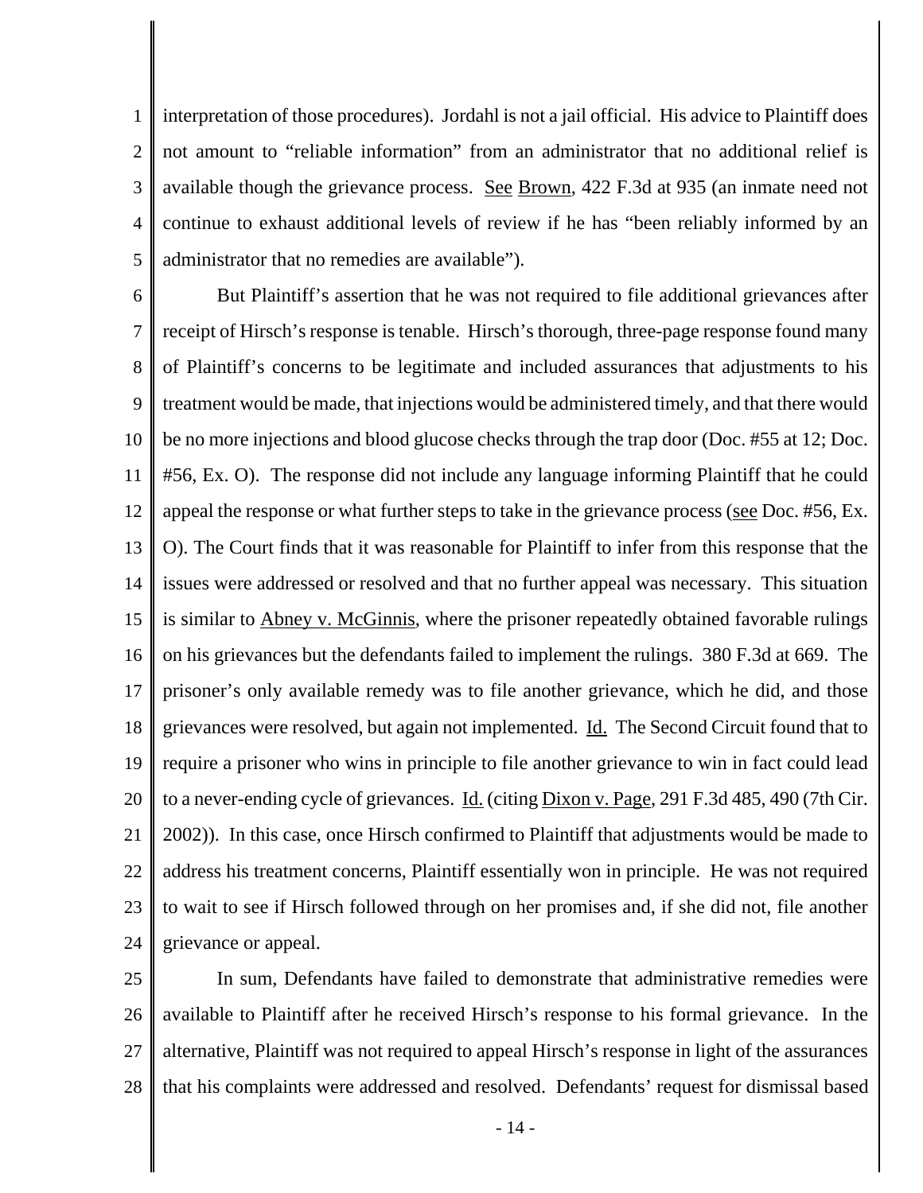interpretation of those procedures). Jordahl is not a jail official. His advice to Plaintiff does not amount to "reliable information" from an administrator that no additional relief is available though the grievance process. See Brown, 422 F.3d at 935 (an inmate need not continue to exhaust additional levels of review if he has "been reliably informed by an administrator that no remedies are available").

But Plaintiff's assertion that he was not required to file additional grievances after receipt of Hirsch's response is tenable. Hirsch's thorough, three-page response found many of Plaintiff's concerns to be legitimate and included assurances that adjustments to his treatment would be made, that injections would be administered timely, and that there would be no more injections and blood glucose checks through the trap door (Doc. #55 at 12; Doc. #56, Ex. O). The response did not include any language informing Plaintiff that he could appeal the response or what further steps to take in the grievance process (see Doc. #56, Ex. O). The Court finds that it was reasonable for Plaintiff to infer from this response that the issues were addressed or resolved and that no further appeal was necessary. This situation is similar to Abney v. McGinnis, where the prisoner repeatedly obtained favorable rulings on his grievances but the defendants failed to implement the rulings. 380 F.3d at 669. The prisoner's only available remedy was to file another grievance, which he did, and those grievances were resolved, but again not implemented. Id. The Second Circuit found that to require a prisoner who wins in principle to file another grievance to win in fact could lead to a never-ending cycle of grievances. Id. (citing Dixon v. Page, 291 F.3d 485, 490 (7th Cir. 2002)). In this case, once Hirsch confirmed to Plaintiff that adjustments would be made to address his treatment concerns, Plaintiff essentially won in principle. He was not required to wait to see if Hirsch followed through on her promises and, if she did not, file another grievance or appeal.

In sum, Defendants have failed to demonstrate that administrative remedies were available to Plaintiff after he received Hirsch's response to his formal grievance. In the alternative, Plaintiff was not required to appeal Hirsch's response in light of the assurances that his complaints were addressed and resolved. Defendants' request for dismissal based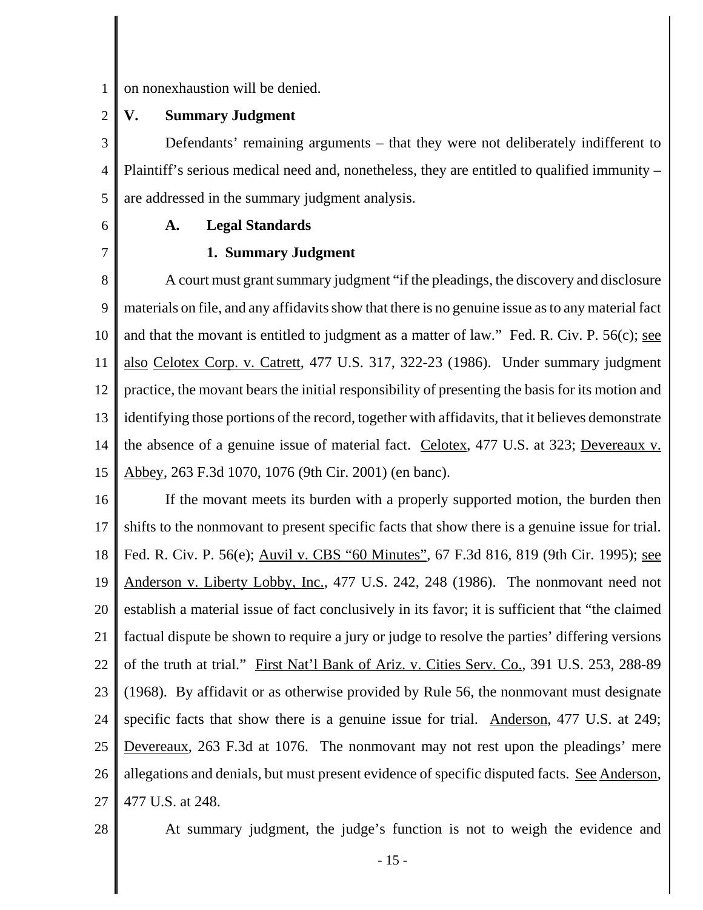on nonexhaustion will be denied.

## V. Summary Judgment

Defendants' remaining arguments – that they were not deliberately indifferent to Plaintiff's serious medical need and, nonetheless, they are entitled to qualified immunity – are addressed in the summary judgment analysis.

### A. Legal Standards

#### 1. Summary Judgment

A court must grant summary judgment "if the pleadings, the discovery and disclosure materials on file, and any affidavits show that there is no genuine issue as to any material fact and that the movant is entitled to judgment as a matter of law." Fed. R. Civ. P. 56(c); see also Celotex Corp. v. Catrett, 477 U.S. 317, 322-23 (1986). Under summary judgment practice, the movant bears the initial responsibility of presenting the basis for its motion and identifying those portions of the record, together with affidavits, that it believes demonstrate the absence of a genuine issue of material fact. Celotex, 477 U.S. at 323; Devereaux v. Abbey, 263 F.3d 1070, 1076 (9th Cir. 2001) (en banc).

If the movant meets its burden with a properly supported motion, the burden then shifts to the nonmovant to present specific facts that show there is a genuine issue for trial. Fed. R. Civ. P. 56(e); Auvil v. CBS "60 Minutes", 67 F.3d 816, 819 (9th Cir. 1995); see Anderson v. Liberty Lobby, Inc., 477 U.S. 242, 248 (1986). The nonmovant need not establish a material issue of fact conclusively in its favor; it is sufficient that "the claimed factual dispute be shown to require a jury or judge to resolve the parties' differing versions of the truth at trial." First Nat'l Bank of Ariz. v. Cities Serv. Co., 391 U.S. 253, 288-89 (1968). By affidavit or as otherwise provided by Rule 56, the nonmovant must designate specific facts that show there is a genuine issue for trial. Anderson, 477 U.S. at 249; Devereaux, 263 F.3d at 1076. The nonmovant may not rest upon the pleadings' mere allegations and denials, but must present evidence of specific disputed facts. See Anderson, 477 U.S. at 248.

At summary judgment, the judge's function is not to weigh the evidence and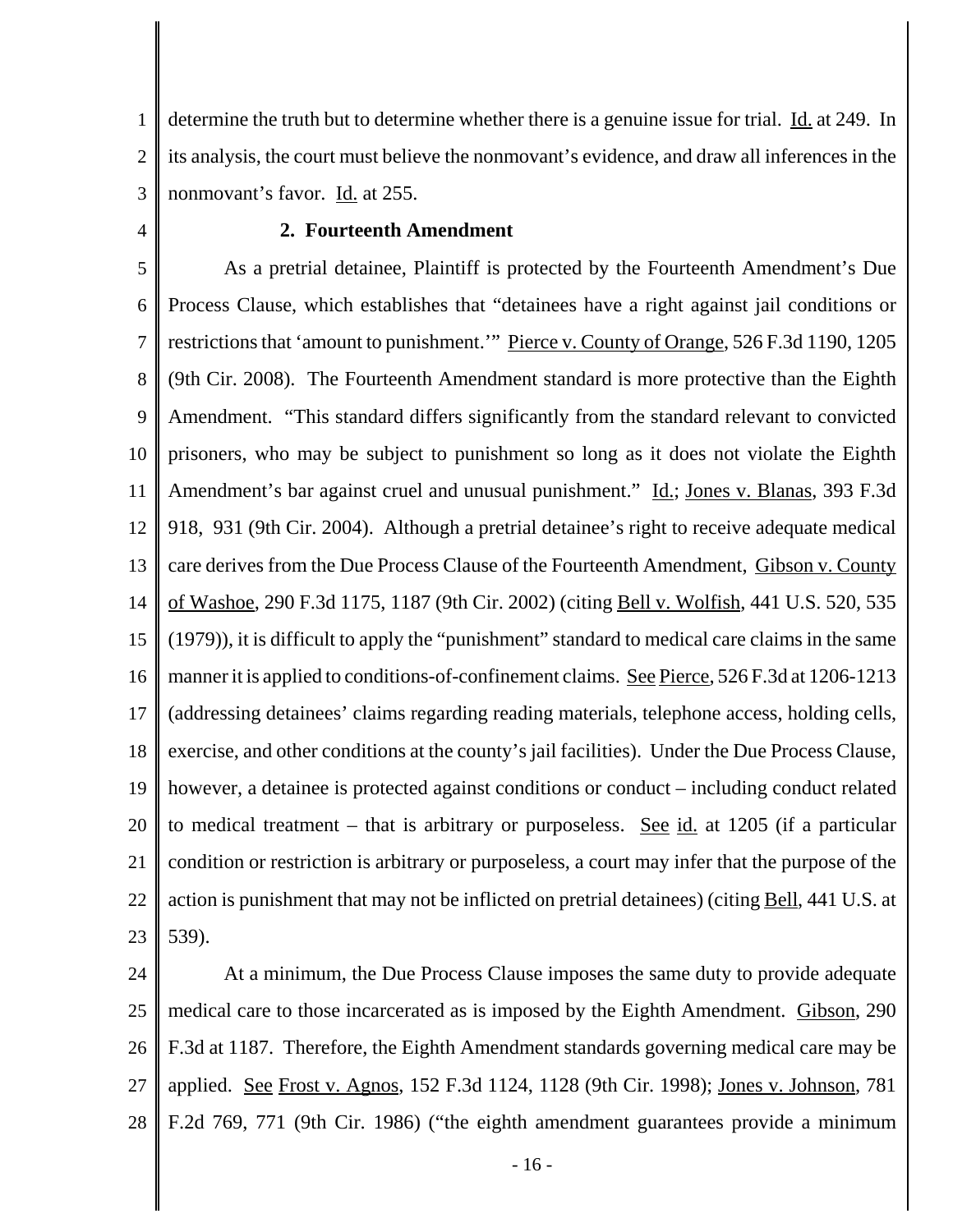determine the truth but to determine whether there is a genuine issue for trial. Id. at 249. In its analysis, the court must believe the nonmovant's evidence, and draw all inferences in the nonmovant's favor. Id. at 255.

### 2. Fourteenth Amendment

As a pretrial detainee, Plaintiff is protected by the Fourteenth Amendment's Due Process Clause, which establishes that "detainees have a right against jail conditions or restrictions that 'amount to punishment.'" Pierce v. County of Orange, 526 F.3d 1190, 1205 (9th Cir. 2008). The Fourteenth Amendment standard is more protective than the Eighth Amendment. "This standard differs significantly from the standard relevant to convicted prisoners, who may be subject to punishment so long as it does not violate the Eighth Amendment's bar against cruel and unusual punishment." Id.; Jones v. Blanas, 393 F.3d 918, 931 (9th Cir. 2004). Although a pretrial detainee's right to receive adequate medical care derives from the Due Process Clause of the Fourteenth Amendment, Gibson v. County of Washoe, 290 F.3d 1175, 1187 (9th Cir. 2002) (citing Bell v. Wolfish, 441 U.S. 520, 535 (1979)), it is difficult to apply the "punishment" standard to medical care claims in the same manner it is applied to conditions-of-confinement claims. See Pierce, 526 F.3d at 1206-1213 (addressing detainees' claims regarding reading materials, telephone access, holding cells, exercise, and other conditions at the county's jail facilities). Under the Due Process Clause, however, a detainee is protected against conditions or conduct – including conduct related to medical treatment – that is arbitrary or purposeless. See id. at 1205 (if a particular condition or restriction is arbitrary or purposeless, a court may infer that the purpose of the action is punishment that may not be inflicted on pretrial detainees) (citing Bell, 441 U.S. at 539).

At a minimum, the Due Process Clause imposes the same duty to provide adequate medical care to those incarcerated as is imposed by the Eighth Amendment. Gibson, 290 F.3d at 1187. Therefore, the Eighth Amendment standards governing medical care may be applied. See Frost v. Agnos, 152 F.3d 1124, 1128 (9th Cir. 1998); Jones v. Johnson, 781 F.2d 769, 771 (9th Cir. 1986) ("the eighth amendment guarantees provide a minimum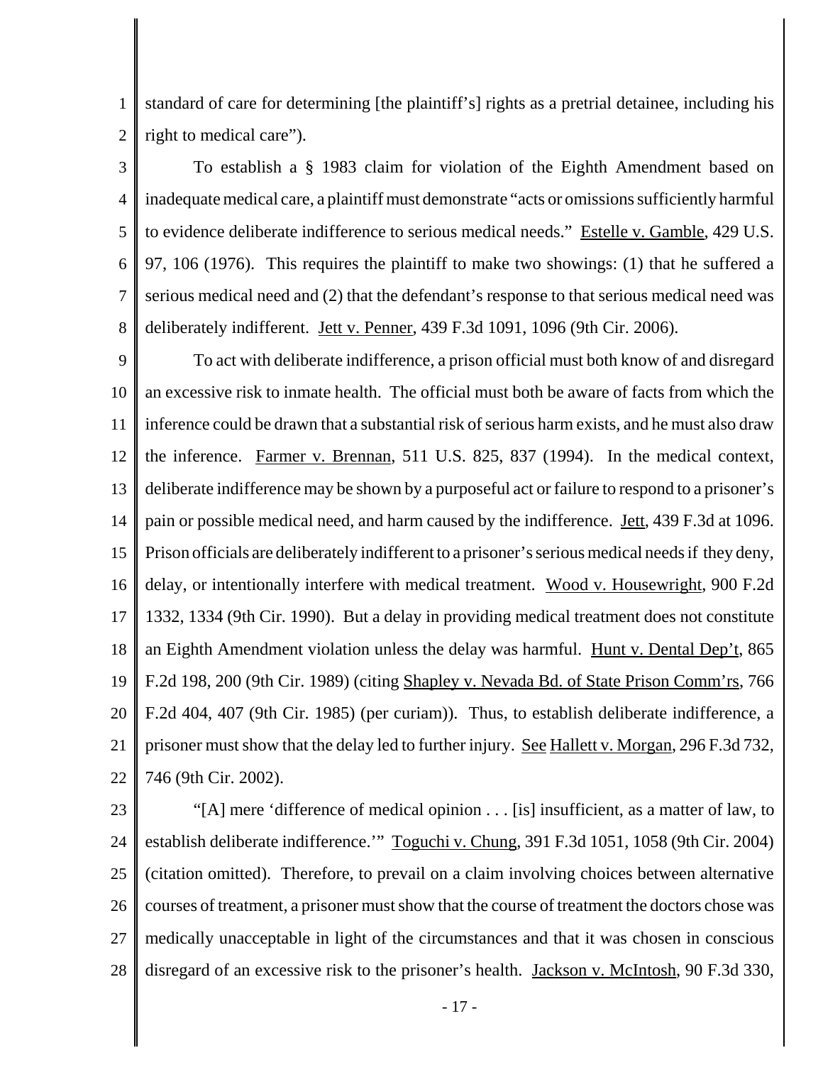standard of care for determining [the plaintiff's] rights as a pretrial detainee, including his right to medical care").

To establish a § 1983 claim for violation of the Eighth Amendment based on inadequate medical care, a plaintiff must demonstrate "acts or omissions sufficiently harmful to evidence deliberate indifference to serious medical needs." Estelle v. Gamble, 429 U.S. 97, 106 (1976). This requires the plaintiff to make two showings: (1) that he suffered a serious medical need and (2) that the defendant's response to that serious medical need was deliberately indifferent. Jett v. Penner, 439 F.3d 1091, 1096 (9th Cir. 2006).

To act with deliberate indifference, a prison official must both know of and disregard an excessive risk to inmate health. The official must both be aware of facts from which the inference could be drawn that a substantial risk of serious harm exists, and he must also draw the inference. Farmer v. Brennan, 511 U.S. 825, 837 (1994). In the medical context, deliberate indifference may be shown by a purposeful act or failure to respond to a prisoner's pain or possible medical need, and harm caused by the indifference. Jett, 439 F.3d at 1096. Prison officials are deliberately indifferent to a prisoner's serious medical needs if they deny, delay, or intentionally interfere with medical treatment. Wood v. Housewright, 900 F.2d 1332, 1334 (9th Cir. 1990). But a delay in providing medical treatment does not constitute an Eighth Amendment violation unless the delay was harmful. Hunt v. Dental Dep't, 865 F.2d 198, 200 (9th Cir. 1989) (citing Shapley v. Nevada Bd. of State Prison Comm'rs, 766 F.2d 404, 407 (9th Cir. 1985) (per curiam)). Thus, to establish deliberate indifference, a prisoner must show that the delay led to further injury. See Hallett v. Morgan, 296 F.3d 732, 746 (9th Cir. 2002).

"[A] mere 'difference of medical opinion . . . [is] insufficient, as a matter of law, to establish deliberate indifference.'" Toguchi v. Chung, 391 F.3d 1051, 1058 (9th Cir. 2004) (citation omitted). Therefore, to prevail on a claim involving choices between alternative courses of treatment, a prisoner must show that the course of treatment the doctors chose was medically unacceptable in light of the circumstances and that it was chosen in conscious disregard of an excessive risk to the prisoner's health. Jackson v. McIntosh, 90 F.3d 330,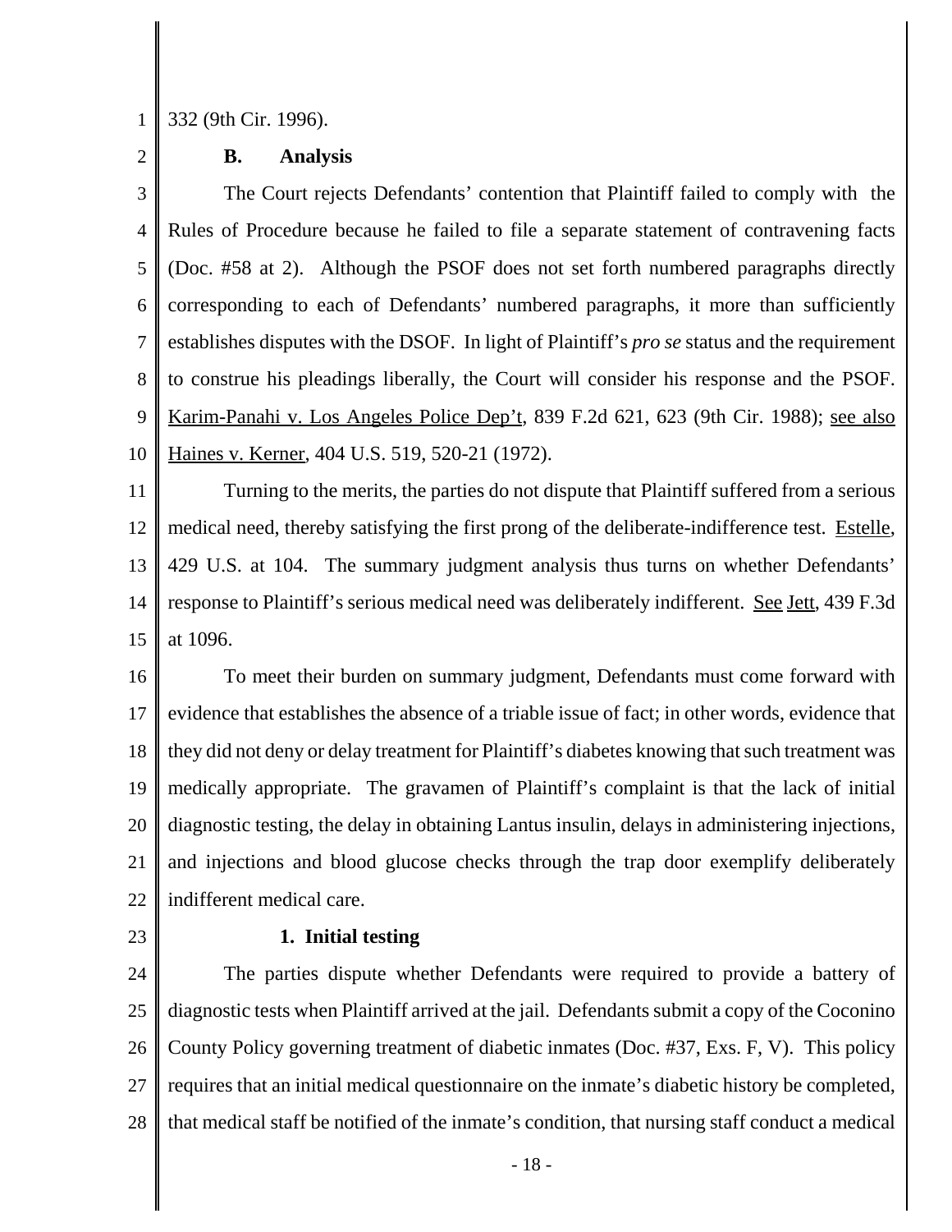332 (9th Cir. 1996).

### B. Analysis

The Court rejects Defendants' contention that Plaintiff failed to comply with the Rules of Procedure because he failed to file a separate statement of contravening facts (Doc. #58 at 2). Although the PSOF does not set forth numbered paragraphs directly corresponding to each of Defendants' numbered paragraphs, it more than sufficiently establishes disputes with the DSOF. In light of Plaintiff's *pro se* status and the requirement to construe his pleadings liberally, the Court will consider his response and the PSOF. Karim-Panahi v. Los Angeles Police Dep't, 839 F.2d 621, 623 (9th Cir. 1988); see also Haines v. Kerner, 404 U.S. 519, 520-21 (1972).

Turning to the merits, the parties do not dispute that Plaintiff suffered from a serious medical need, thereby satisfying the first prong of the deliberate-indifference test. Estelle, 429 U.S. at 104. The summary judgment analysis thus turns on whether Defendants' response to Plaintiff's serious medical need was deliberately indifferent. See Jett, 439 F.3d at 1096.

To meet their burden on summary judgment, Defendants must come forward with evidence that establishes the absence of a triable issue of fact; in other words, evidence that they did not deny or delay treatment for Plaintiff's diabetes knowing that such treatment was medically appropriate. The gravamen of Plaintiff's complaint is that the lack of initial diagnostic testing, the delay in obtaining Lantus insulin, delays in administering injections, and injections and blood glucose checks through the trap door exemplify deliberately indifferent medical care.

#### 1. Initial testing

The parties dispute whether Defendants were required to provide a battery of diagnostic tests when Plaintiff arrived at the jail. Defendants submit a copy of the Coconino County Policy governing treatment of diabetic inmates (Doc. #37, Exs. F, V). This policy requires that an initial medical questionnaire on the inmate's diabetic history be completed, that medical staff be notified of the inmate's condition, that nursing staff conduct a medical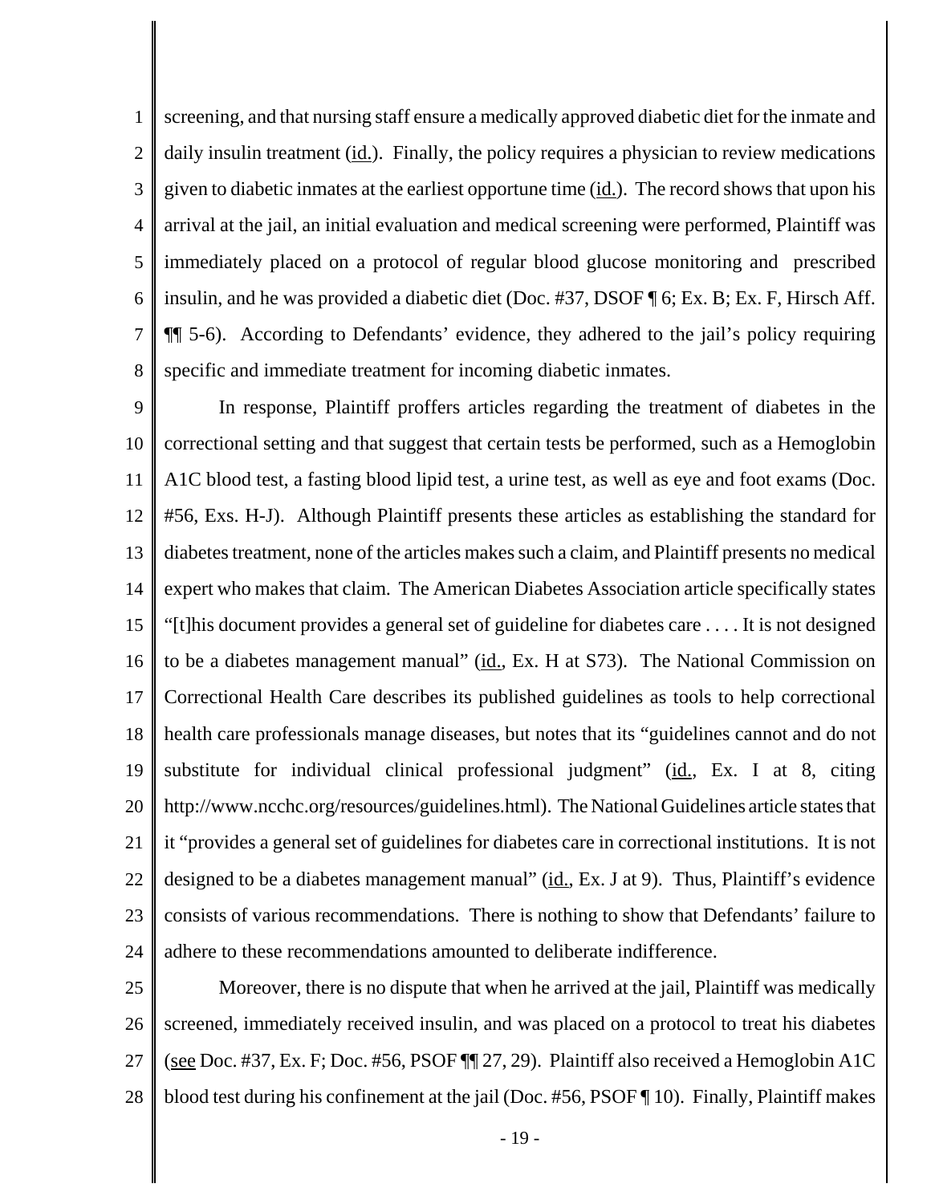screening, and that nursing staff ensure a medically approved diabetic diet for the inmate and daily insulin treatment (id.). Finally, the policy requires a physician to review medications given to diabetic inmates at the earliest opportune time (id.). The record shows that upon his arrival at the jail, an initial evaluation and medical screening were performed, Plaintiff was immediately placed on a protocol of regular blood glucose monitoring and prescribed insulin, and he was provided a diabetic diet (Doc. #37, DSOF ¶ 6; Ex. B; Ex. F, Hirsch Aff. ¶¶ 5-6). According to Defendants' evidence, they adhered to the jail's policy requiring specific and immediate treatment for incoming diabetic inmates.

In response, Plaintiff proffers articles regarding the treatment of diabetes in the correctional setting and that suggest that certain tests be performed, such as a Hemoglobin A1C blood test, a fasting blood lipid test, a urine test, as well as eye and foot exams (Doc. #56, Exs. H-J). Although Plaintiff presents these articles as establishing the standard for diabetes treatment, none of the articles makes such a claim, and Plaintiff presents no medical expert who makes that claim. The American Diabetes Association article specifically states "[t]his document provides a general set of guideline for diabetes care . . . . It is not designed to be a diabetes management manual" (id., Ex. H at S73). The National Commission on Correctional Health Care describes its published guidelines as tools to help correctional health care professionals manage diseases, but notes that its "guidelines cannot and do not substitute for individual clinical professional judgment" (id., Ex. I at 8, citing http://www.ncchc.org/resources/guidelines.html). The National Guidelines article states that it "provides a general set of guidelines for diabetes care in correctional institutions. It is not designed to be a diabetes management manual" (id., Ex. J at 9). Thus, Plaintiff's evidence consists of various recommendations. There is nothing to show that Defendants' failure to adhere to these recommendations amounted to deliberate indifference.

Moreover, there is no dispute that when he arrived at the jail, Plaintiff was medically screened, immediately received insulin, and was placed on a protocol to treat his diabetes (see Doc. #37, Ex. F; Doc. #56, PSOF ¶¶ 27, 29). Plaintiff also received a Hemoglobin A1C blood test during his confinement at the jail (Doc. #56, PSOF ¶ 10). Finally, Plaintiff makes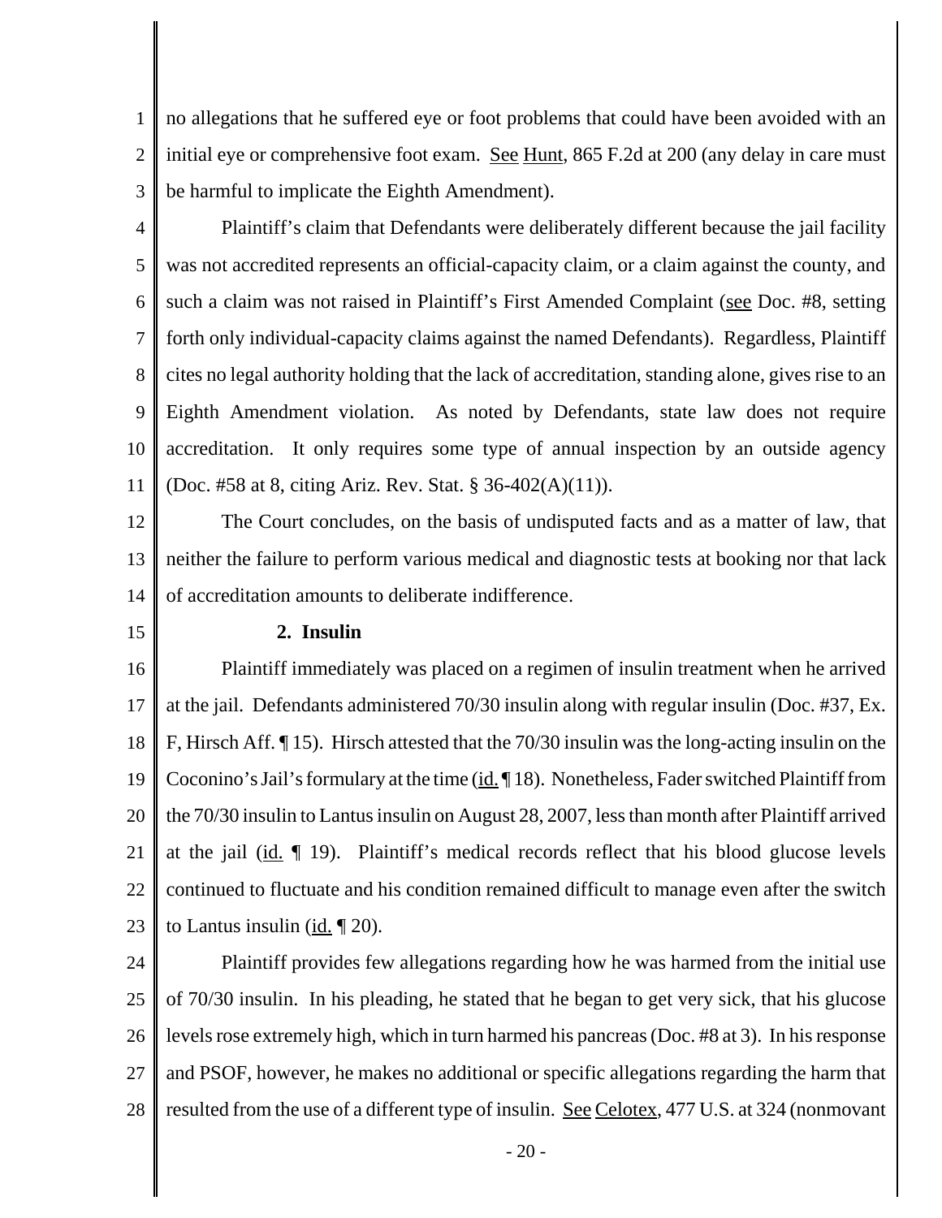no allegations that he suffered eye or foot problems that could have been avoided with an initial eye or comprehensive foot exam. See Hunt, 865 F.2d at 200 (any delay in care must be harmful to implicate the Eighth Amendment).

Plaintiff's claim that Defendants were deliberately different because the jail facility was not accredited represents an official-capacity claim, or a claim against the county, and such a claim was not raised in Plaintiff's First Amended Complaint (see Doc. #8, setting forth only individual-capacity claims against the named Defendants). Regardless, Plaintiff cites no legal authority holding that the lack of accreditation, standing alone, gives rise to an Eighth Amendment violation. As noted by Defendants, state law does not require accreditation. It only requires some type of annual inspection by an outside agency (Doc. #58 at 8, citing Ariz. Rev. Stat. § 36-402(A)(11)).

The Court concludes, on the basis of undisputed facts and as a matter of law, that neither the failure to perform various medical and diagnostic tests at booking nor that lack of accreditation amounts to deliberate indifference.

**2. Insulin**

Plaintiff immediately was placed on a regimen of insulin treatment when he arrived at the jail. Defendants administered 70/30 insulin along with regular insulin (Doc. #37, Ex. F, Hirsch Aff. ¶ 15). Hirsch attested that the 70/30 insulin was the long-acting insulin on the Coconino's Jail's formulary at the time (id. ¶ 18). Nonetheless, Fader switched Plaintiff from the 70/30 insulin to Lantus insulin on August 28, 2007, less than month after Plaintiff arrived at the jail (id. ¶ 19). Plaintiff's medical records reflect that his blood glucose levels continued to fluctuate and his condition remained difficult to manage even after the switch to Lantus insulin (id. ¶ 20).

Plaintiff provides few allegations regarding how he was harmed from the initial use of 70/30 insulin. In his pleading, he stated that he began to get very sick, that his glucose levels rose extremely high, which in turn harmed his pancreas (Doc. #8 at 3). In his response and PSOF, however, he makes no additional or specific allegations regarding the harm that resulted from the use of a different type of insulin. See Celotex, 477 U.S. at 324 (nonmovant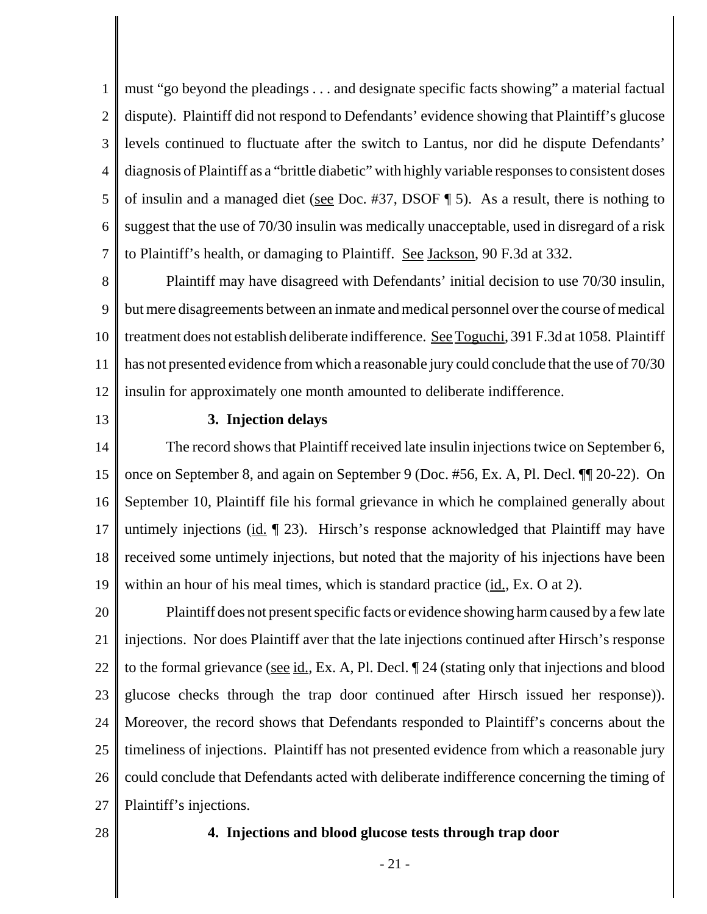must "go beyond the pleadings . . . and designate specific facts showing" a material factual dispute). Plaintiff did not respond to Defendants' evidence showing that Plaintiff's glucose levels continued to fluctuate after the switch to Lantus, nor did he dispute Defendants' diagnosis of Plaintiff as a "brittle diabetic" with highly variable responses to consistent doses of insulin and a managed diet (see Doc. #37, DSOF ¶ 5). As a result, there is nothing to suggest that the use of 70/30 insulin was medically unacceptable, used in disregard of a risk to Plaintiff's health, or damaging to Plaintiff. See Jackson, 90 F.3d at 332.

Plaintiff may have disagreed with Defendants' initial decision to use 70/30 insulin, but mere disagreements between an inmate and medical personnel over the course of medical treatment does not establish deliberate indifference. See Toguchi, 391 F.3d at 1058. Plaintiff has not presented evidence from which a reasonable jury could conclude that the use of 70/30 insulin for approximately one month amounted to deliberate indifference.

### 3. Injection delays

The record shows that Plaintiff received late insulin injections twice on September 6, once on September 8, and again on September 9 (Doc. #56, Ex. A, Pl. Decl. ¶¶ 20-22). On September 10, Plaintiff file his formal grievance in which he complained generally about untimely injections (id. ¶ 23). Hirsch's response acknowledged that Plaintiff may have received some untimely injections, but noted that the majority of his injections have been within an hour of his meal times, which is standard practice (id., Ex. O at 2).

Plaintiff does not present specific facts or evidence showing harm caused by a few late injections. Nor does Plaintiff aver that the late injections continued after Hirsch's response to the formal grievance (see id., Ex. A, Pl. Decl. ¶ 24 (stating only that injections and blood glucose checks through the trap door continued after Hirsch issued her response)). Moreover, the record shows that Defendants responded to Plaintiff's concerns about the timeliness of injections. Plaintiff has not presented evidence from which a reasonable jury could conclude that Defendants acted with deliberate indifference concerning the timing of Plaintiff's injections.

### 4. Injections and blood glucose tests through trap door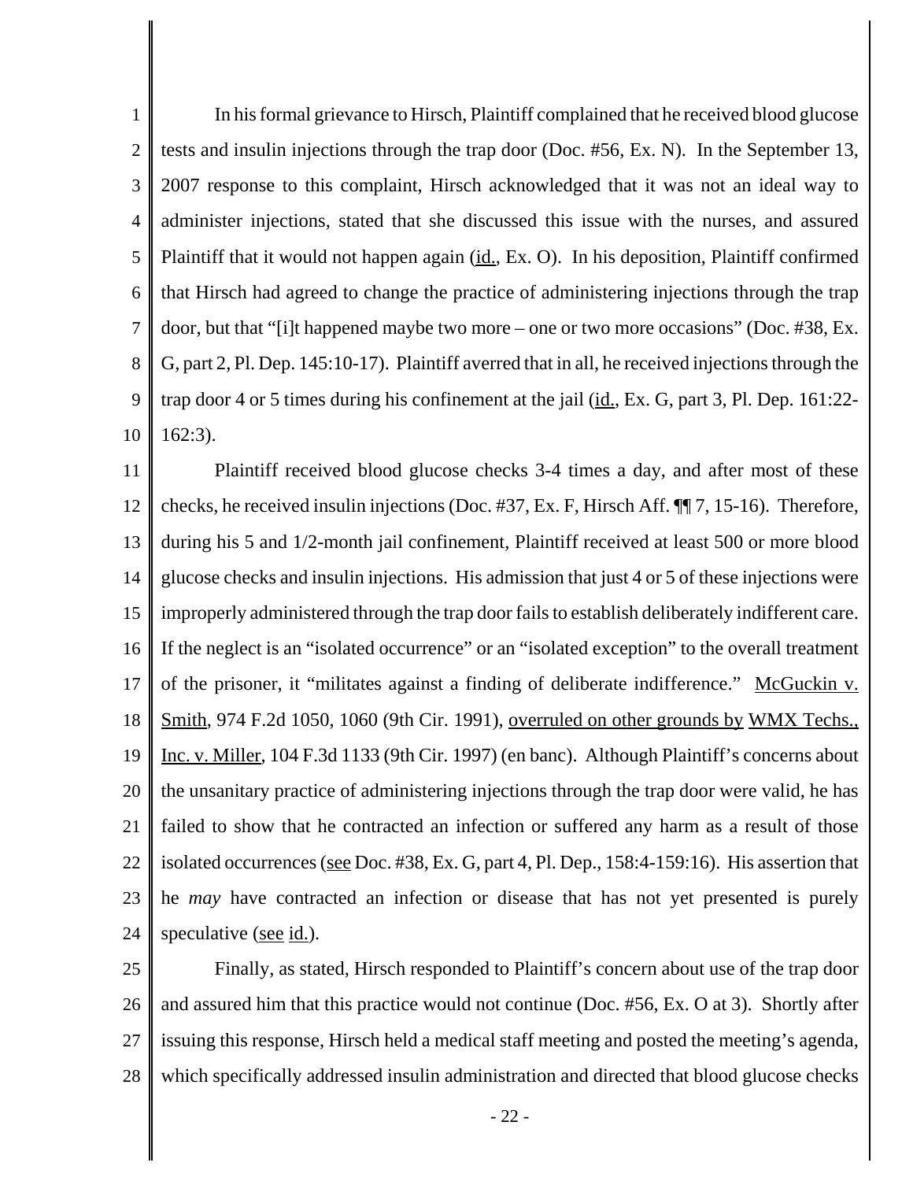In his formal grievance to Hirsch, Plaintiff complained that he received blood glucose tests and insulin injections through the trap door (Doc. #56, Ex. N). In the September 13, 2007 response to this complaint, Hirsch acknowledged that it was not an ideal way to administer injections, stated that she discussed this issue with the nurses, and assured Plaintiff that it would not happen again (id., Ex. O). In his deposition, Plaintiff confirmed that Hirsch had agreed to change the practice of administering injections through the trap door, but that "[i]t happened maybe two more – one or two more occasions" (Doc. #38, Ex. G, part 2, Pl. Dep. 145:10-17). Plaintiff averred that in all, he received injections through the trap door 4 or 5 times during his confinement at the jail (id., Ex. G, part 3, Pl. Dep. 161:22-162:3).

Plaintiff received blood glucose checks 3-4 times a day, and after most of these checks, he received insulin injections (Doc. #37, Ex. F, Hirsch Aff. ¶¶ 7, 15-16). Therefore, during his 5 and 1/2-month jail confinement, Plaintiff received at least 500 or more blood glucose checks and insulin injections. His admission that just 4 or 5 of these injections were improperly administered through the trap door fails to establish deliberately indifferent care. If the neglect is an "isolated occurrence" or an "isolated exception" to the overall treatment of the prisoner, it "militates against a finding of deliberate indifference." McGuckin v. Smith, 974 F.2d 1050, 1060 (9th Cir. 1991), overruled on other grounds by WMX Techs., Inc. v. Miller, 104 F.3d 1133 (9th Cir. 1997) (en banc). Although Plaintiff's concerns about the unsanitary practice of administering injections through the trap door were valid, he has failed to show that he contracted an infection or suffered any harm as a result of those isolated occurrences (see Doc. #38, Ex. G, part 4, Pl. Dep., 158:4-159:16). His assertion that he *may* have contracted an infection or disease that has not yet presented is purely speculative (see id.).

Finally, as stated, Hirsch responded to Plaintiff's concern about use of the trap door and assured him that this practice would not continue (Doc. #56, Ex. O at 3). Shortly after issuing this response, Hirsch held a medical staff meeting and posted the meeting's agenda, which specifically addressed insulin administration and directed that blood glucose checks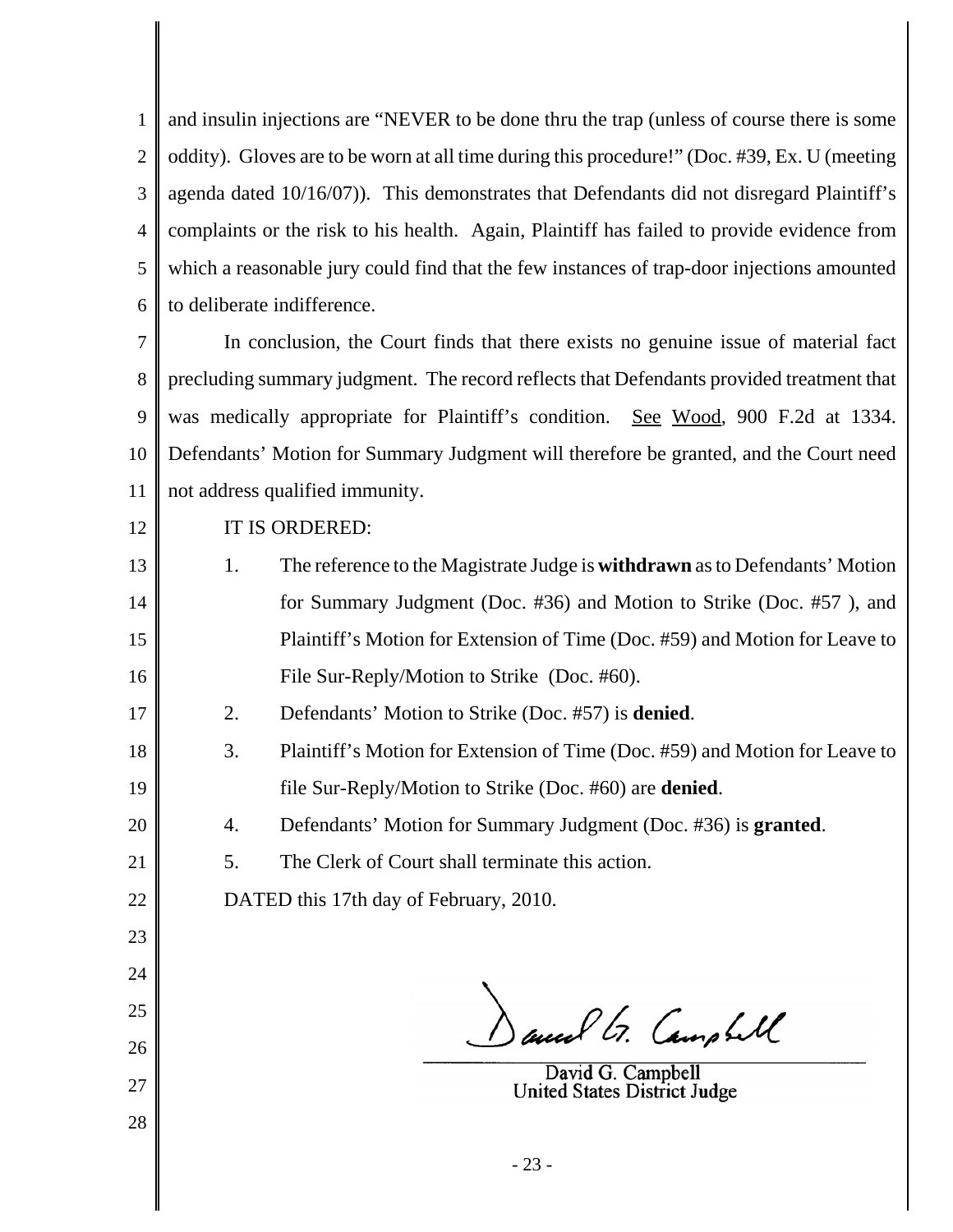and insulin injections are "NEVER to be done thru the trap (unless of course there is some oddity). Gloves are to be worn at all time during this procedure!" (Doc. #39, Ex. U (meeting agenda dated 10/16/07)). This demonstrates that Defendants did not disregard Plaintiff's complaints or the risk to his health. Again, Plaintiff has failed to provide evidence from which a reasonable jury could find that the few instances of trap-door injections amounted to deliberate indifference.

In conclusion, the Court finds that there exists no genuine issue of material fact precluding summary judgment. The record reflects that Defendants provided treatment that was medically appropriate for Plaintiff's condition. See Wood, 900 F.2d at 1334. Defendants' Motion for Summary Judgment will therefore be granted, and the Court need not address qualified immunity.

IT IS ORDERED:

1. The reference to the Magistrate Judge is **withdrawn** as to Defendants' Motion for Summary Judgment (Doc. #36) and Motion to Strike (Doc. #57 ), and Plaintiff's Motion for Extension of Time (Doc. #59) and Motion for Leave to File Sur-Reply/Motion to Strike (Doc. #60).
2. Defendants' Motion to Strike (Doc. #57) is **denied**.
3. Plaintiff's Motion for Extension of Time (Doc. #59) and Motion for Leave to file Sur-Reply/Motion to Strike (Doc. #60) are **denied**.
4. Defendants' Motion for Summary Judgment (Doc. #36) is **granted**.
5. The Clerk of Court shall terminate this action.

DATED this 17th day of February, 2010.

David G. Campbell
United States District Judge